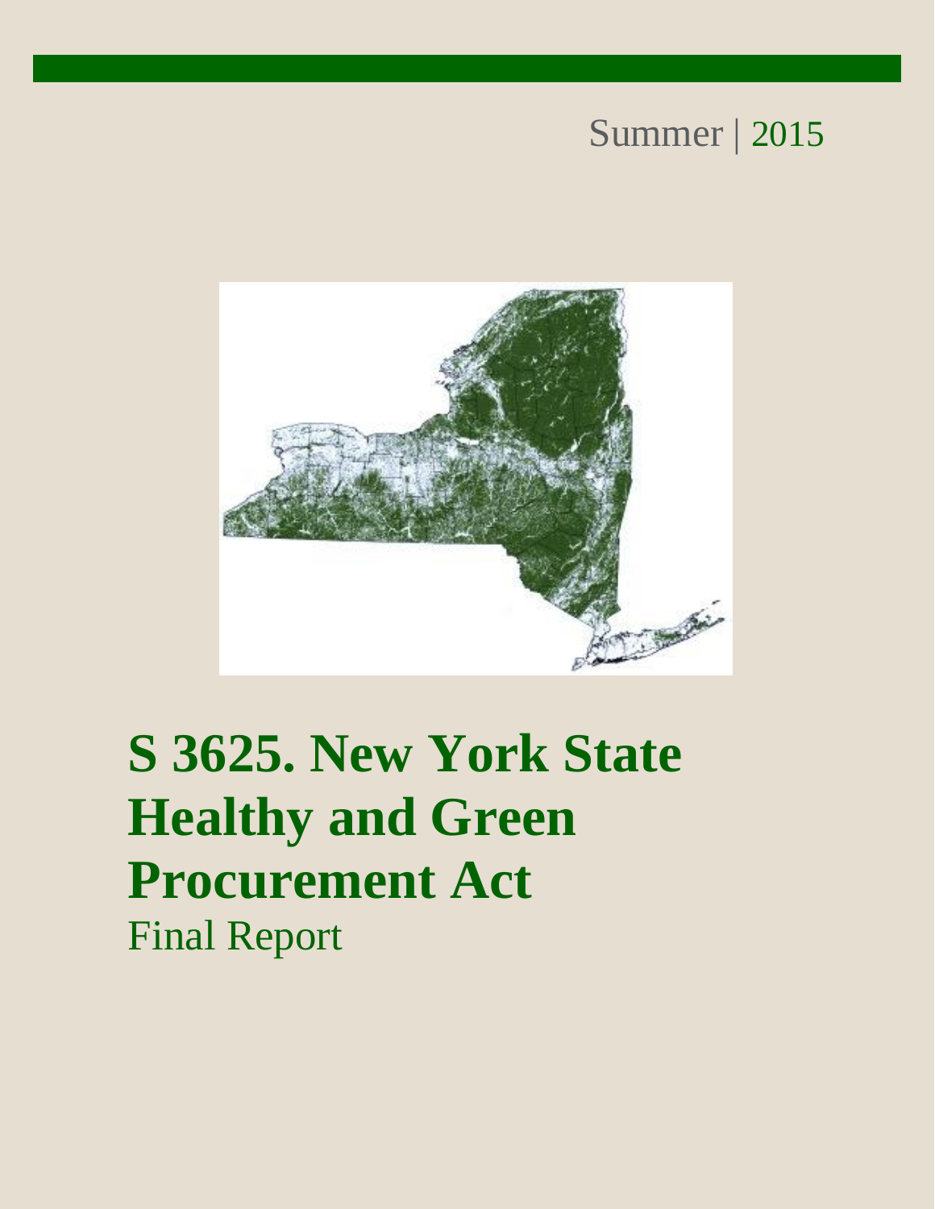Summer | 2015

# S 3625. New York State Healthy and Green Procurement Act

Final Report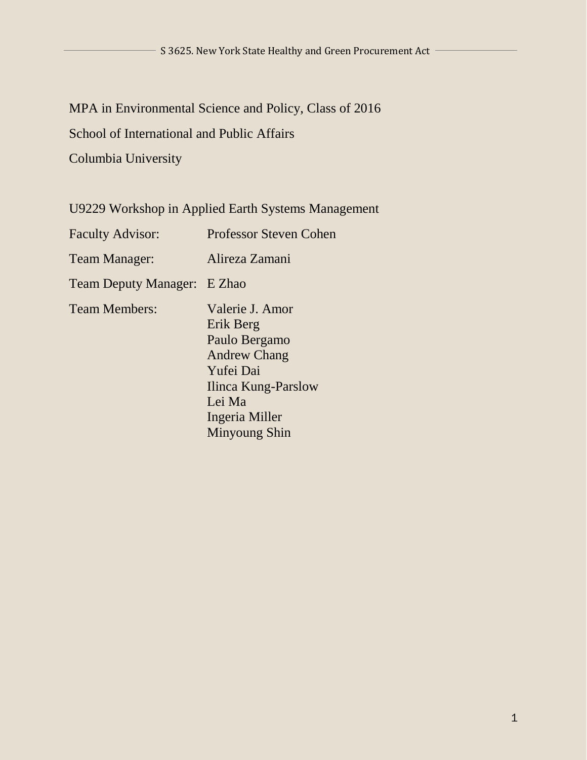MPA in Environmental Science and Policy, Class of 2016

School of International and Public Affairs

Columbia University

U9229 Workshop in Applied Earth Systems Management

| | |
|---|---|
| Faculty Advisor: | Professor Steven Cohen |
| Team Manager: | Alireza Zamani |
| Team Deputy Manager: | E Zhao |
| Team Members: | Valerie J. Amor<br>Erik Berg<br>Paulo Bergamo<br>Andrew Chang<br>Yufei Dai<br>Ilinca Kung-Parslow<br>Lei Ma<br>Ingeria Miller<br>Minyoung Shin |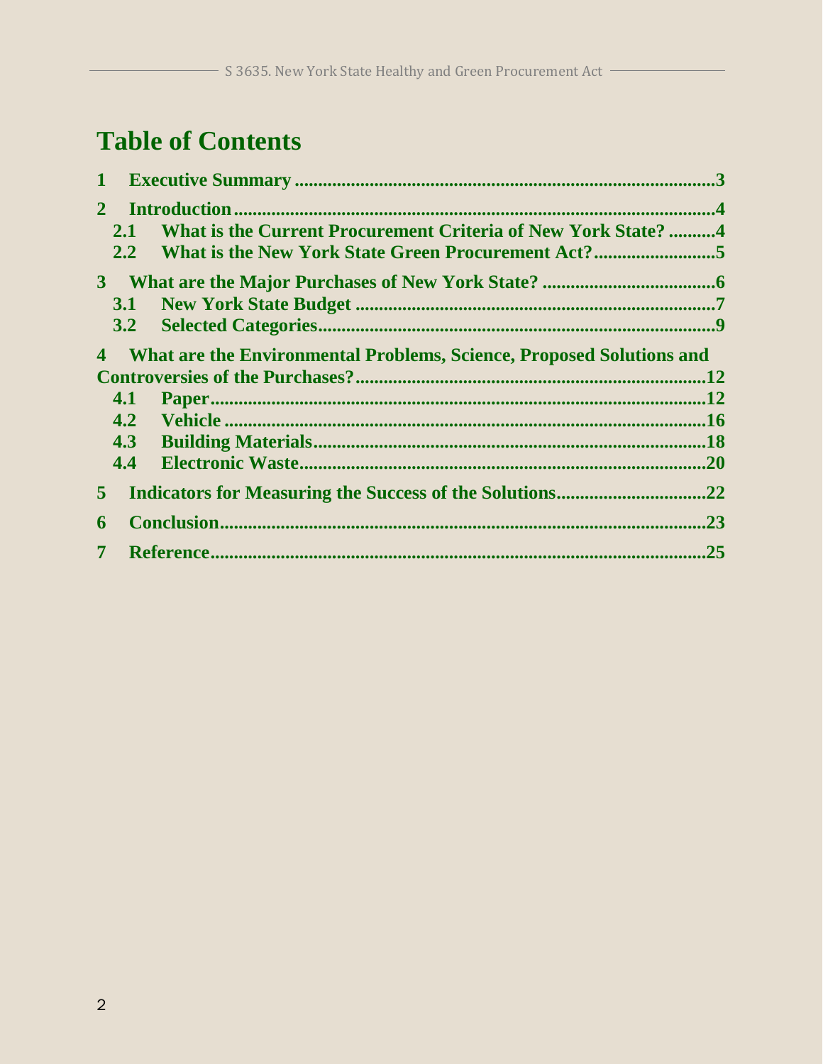# Table of Contents

1 Executive Summary ........................................................................................3

2 Introduction ........................................................................................4

 2.1 What is the Current Procurement Criteria of New York State? ..........4

 2.2 What is the New York State Green Procurement Act? ..........................5

3 What are the Major Purchases of New York State? ....................................6

 3.1 New York State Budget ........................................................................7

 3.2 Selected Categories ........................................................................9

4 What are the Environmental Problems, Science, Proposed Solutions and Controversies of the Purchases? ........................................................................12

 4.1 Paper ........................................................................12

 4.2 Vehicle ........................................................................16

 4.3 Building Materials ........................................................................18

 4.4 Electronic Waste ........................................................................20

5 Indicators for Measuring the Success of the Solutions ..............................22

6 Conclusion ........................................................................................23

7 Reference ........................................................................................25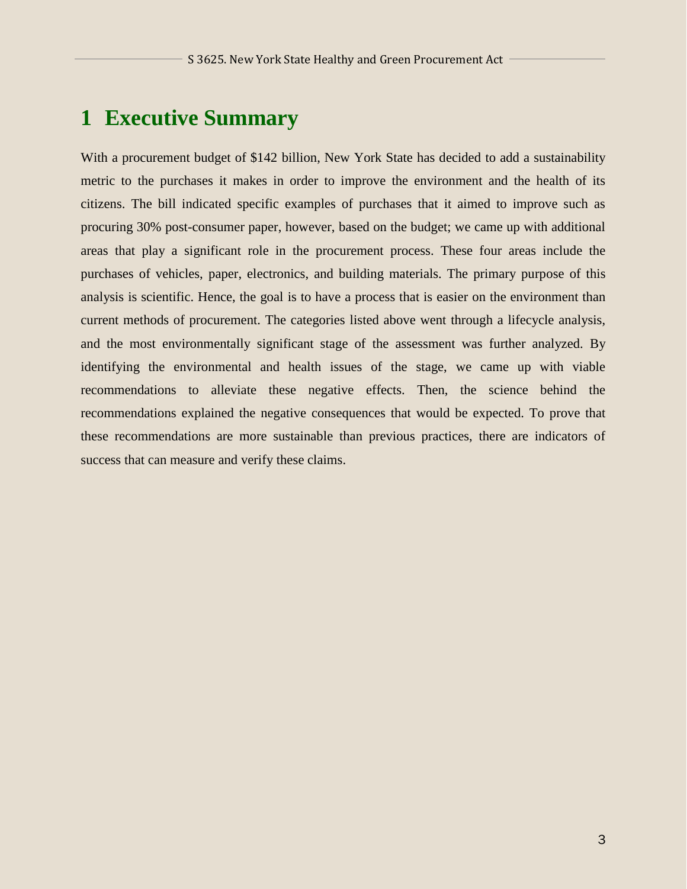# 1 Executive Summary

With a procurement budget of $142 billion, New York State has decided to add a sustainability metric to the purchases it makes in order to improve the environment and the health of its citizens. The bill indicated specific examples of purchases that it aimed to improve such as procuring 30% post-consumer paper, however, based on the budget; we came up with additional areas that play a significant role in the procurement process. These four areas include the purchases of vehicles, paper, electronics, and building materials. The primary purpose of this analysis is scientific. Hence, the goal is to have a process that is easier on the environment than current methods of procurement. The categories listed above went through a lifecycle analysis, and the most environmentally significant stage of the assessment was further analyzed. By identifying the environmental and health issues of the stage, we came up with viable recommendations to alleviate these negative effects. Then, the science behind the recommendations explained the negative consequences that would be expected. To prove that these recommendations are more sustainable than previous practices, there are indicators of success that can measure and verify these claims.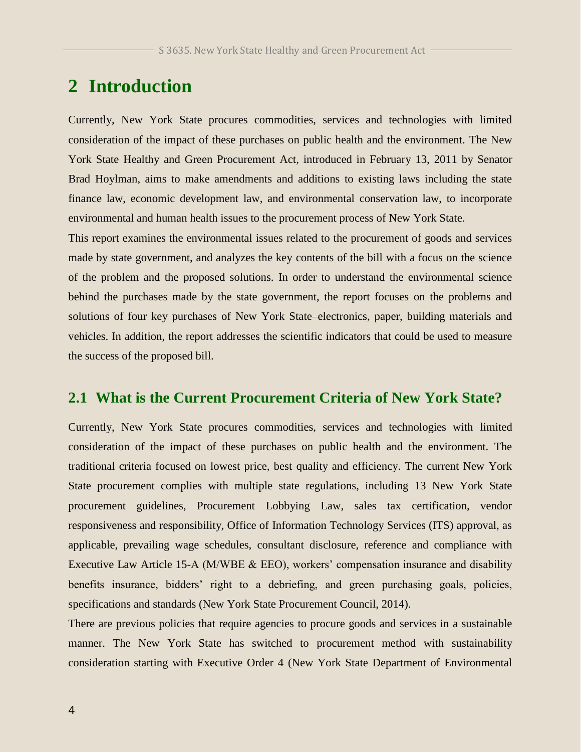# 2 Introduction

Currently, New York State procures commodities, services and technologies with limited consideration of the impact of these purchases on public health and the environment. The New York State Healthy and Green Procurement Act, introduced in February 13, 2011 by Senator Brad Hoylman, aims to make amendments and additions to existing laws including the state finance law, economic development law, and environmental conservation law, to incorporate environmental and human health issues to the procurement process of New York State.

This report examines the environmental issues related to the procurement of goods and services made by state government, and analyzes the key contents of the bill with a focus on the science of the problem and the proposed solutions. In order to understand the environmental science behind the purchases made by the state government, the report focuses on the problems and solutions of four key purchases of New York State–electronics, paper, building materials and vehicles. In addition, the report addresses the scientific indicators that could be used to measure the success of the proposed bill.

## 2.1 What is the Current Procurement Criteria of New York State?

Currently, New York State procures commodities, services and technologies with limited consideration of the impact of these purchases on public health and the environment. The traditional criteria focused on lowest price, best quality and efficiency. The current New York State procurement complies with multiple state regulations, including 13 New York State procurement guidelines, Procurement Lobbying Law, sales tax certification, vendor responsiveness and responsibility, Office of Information Technology Services (ITS) approval, as applicable, prevailing wage schedules, consultant disclosure, reference and compliance with Executive Law Article 15-A (M/WBE & EEO), workers' compensation insurance and disability benefits insurance, bidders' right to a debriefing, and green purchasing goals, policies, specifications and standards (New York State Procurement Council, 2014).

There are previous policies that require agencies to procure goods and services in a sustainable manner. The New York State has switched to procurement method with sustainability consideration starting with Executive Order 4 (New York State Department of Environmental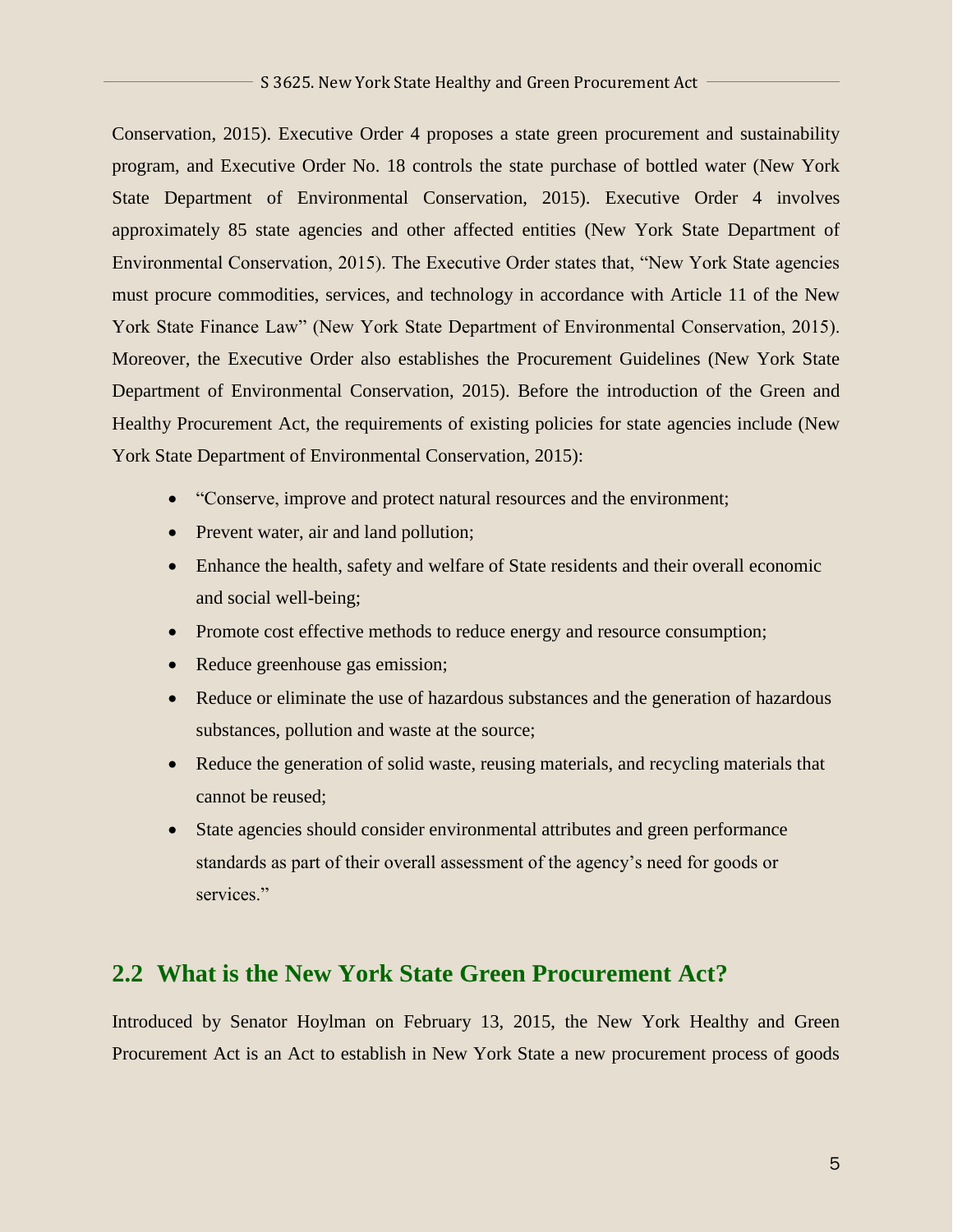Conservation, 2015). Executive Order 4 proposes a state green procurement and sustainability program, and Executive Order No. 18 controls the state purchase of bottled water (New York State Department of Environmental Conservation, 2015). Executive Order 4 involves approximately 85 state agencies and other affected entities (New York State Department of Environmental Conservation, 2015). The Executive Order states that, "New York State agencies must procure commodities, services, and technology in accordance with Article 11 of the New York State Finance Law" (New York State Department of Environmental Conservation, 2015). Moreover, the Executive Order also establishes the Procurement Guidelines (New York State Department of Environmental Conservation, 2015). Before the introduction of the Green and Healthy Procurement Act, the requirements of existing policies for state agencies include (New York State Department of Environmental Conservation, 2015):

- "Conserve, improve and protect natural resources and the environment;
- Prevent water, air and land pollution;
- Enhance the health, safety and welfare of State residents and their overall economic and social well-being;
- Promote cost effective methods to reduce energy and resource consumption;
- Reduce greenhouse gas emission;
- Reduce or eliminate the use of hazardous substances and the generation of hazardous substances, pollution and waste at the source;
- Reduce the generation of solid waste, reusing materials, and recycling materials that cannot be reused;
- State agencies should consider environmental attributes and green performance standards as part of their overall assessment of the agency's need for goods or services."

## 2.2 What is the New York State Green Procurement Act?

Introduced by Senator Hoylman on February 13, 2015, the New York Healthy and Green Procurement Act is an Act to establish in New York State a new procurement process of goods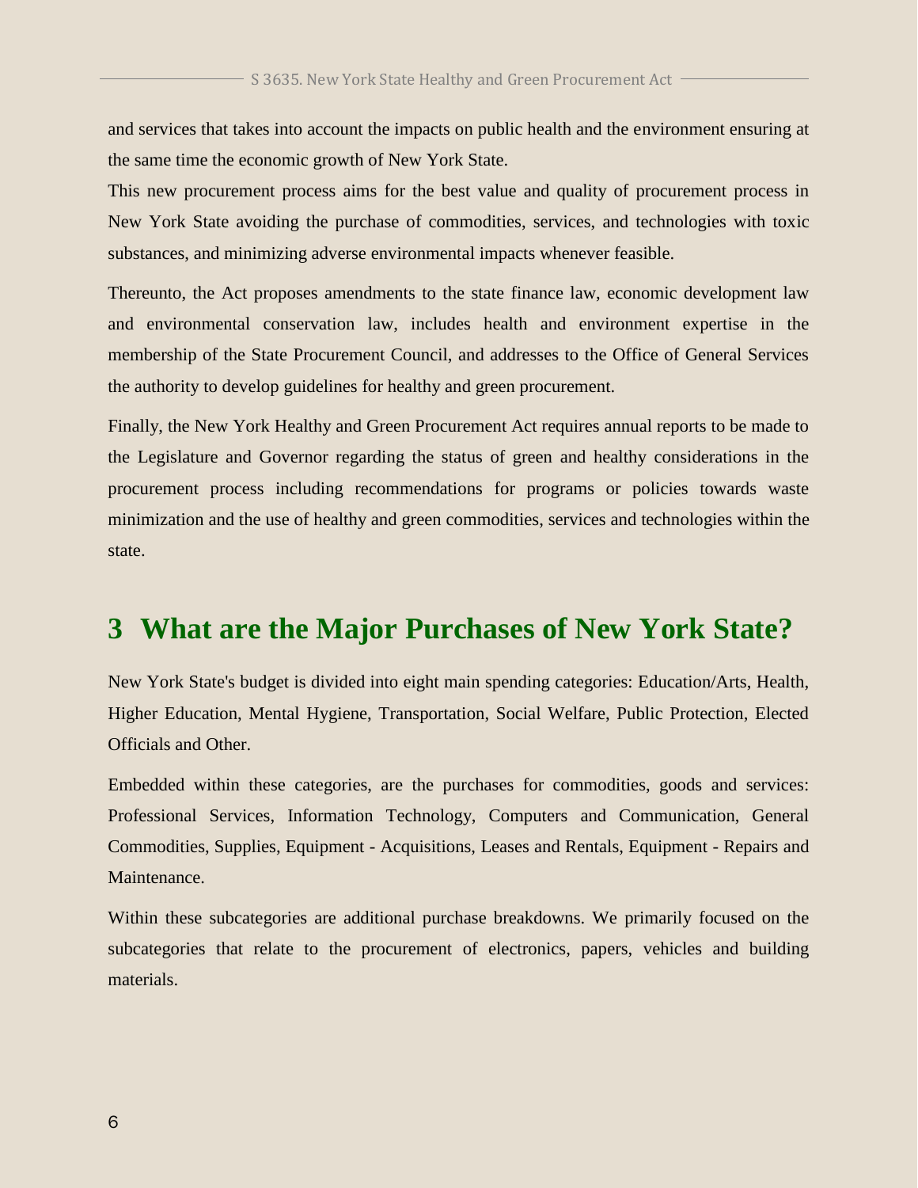and services that takes into account the impacts on public health and the environment ensuring at the same time the economic growth of New York State.

This new procurement process aims for the best value and quality of procurement process in New York State avoiding the purchase of commodities, services, and technologies with toxic substances, and minimizing adverse environmental impacts whenever feasible.

Thereunto, the Act proposes amendments to the state finance law, economic development law and environmental conservation law, includes health and environment expertise in the membership of the State Procurement Council, and addresses to the Office of General Services the authority to develop guidelines for healthy and green procurement.

Finally, the New York Healthy and Green Procurement Act requires annual reports to be made to the Legislature and Governor regarding the status of green and healthy considerations in the procurement process including recommendations for programs or policies towards waste minimization and the use of healthy and green commodities, services and technologies within the state.

# 3 What are the Major Purchases of New York State?

New York State's budget is divided into eight main spending categories: Education/Arts, Health, Higher Education, Mental Hygiene, Transportation, Social Welfare, Public Protection, Elected Officials and Other.

Embedded within these categories, are the purchases for commodities, goods and services: Professional Services, Information Technology, Computers and Communication, General Commodities, Supplies, Equipment - Acquisitions, Leases and Rentals, Equipment - Repairs and Maintenance.

Within these subcategories are additional purchase breakdowns. We primarily focused on the subcategories that relate to the procurement of electronics, papers, vehicles and building materials.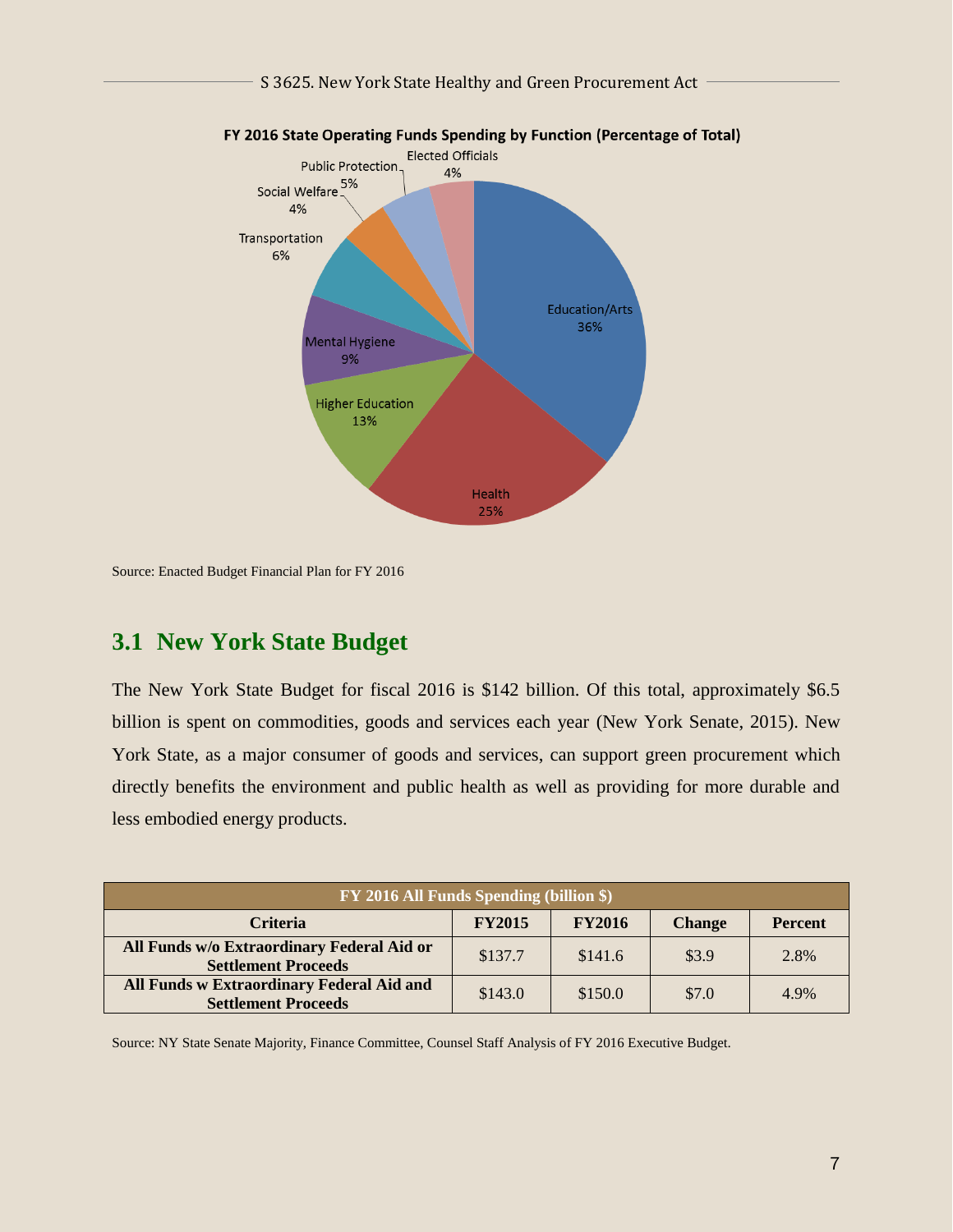**FY 2016 State Operating Funds Spending by Function (Percentage of Total)**

| Function | Percentage |
|---|---|
| Education/Arts | 36% |
| Health | 25% |
| Higher Education | 13% |
| Mental Hygiene | 9% |
| Transportation | 6% |
| Social Welfare | 4% |
| Public Protection | 5% |
| Elected Officials | 4% |

Source: Enacted Budget Financial Plan for FY 2016

## 3.1 New York State Budget

The New York State Budget for fiscal 2016 is $142 billion. Of this total, approximately $6.5 billion is spent on commodities, goods and services each year (New York Senate, 2015). New York State, as a major consumer of goods and services, can support green procurement which directly benefits the environment and public health as well as providing for more durable and less embodied energy products.

| FY 2016 All Funds Spending (billion $) | | | | |
|---|---|---|---|---|
| **Criteria** | **FY2015** | **FY2016** | **Change** | **Percent** |
| **All Funds w/o Extraordinary Federal Aid or Settlement Proceeds** | $137.7 | $141.6 | $3.9 | 2.8% |
| **All Funds w Extraordinary Federal Aid and Settlement Proceeds** | $143.0 | $150.0 | $7.0 | 4.9% |

Source: NY State Senate Majority, Finance Committee, Counsel Staff Analysis of FY 2016 Executive Budget.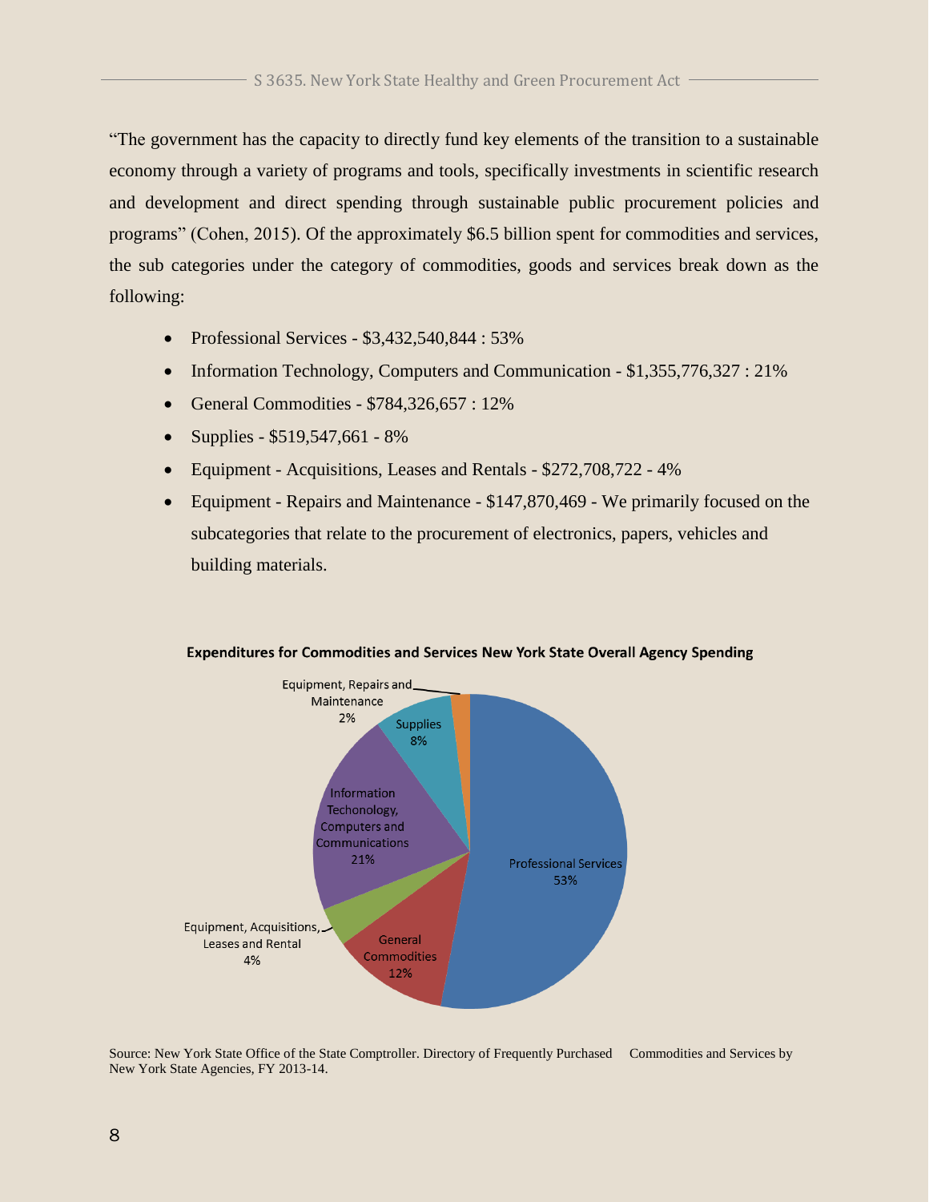"The government has the capacity to directly fund key elements of the transition to a sustainable economy through a variety of programs and tools, specifically investments in scientific research and development and direct spending through sustainable public procurement policies and programs" (Cohen, 2015). Of the approximately $6.5 billion spent for commodities and services, the sub categories under the category of commodities, goods and services break down as the following:

- Professional Services - $3,432,540,844 : 53%
- Information Technology, Computers and Communication - $1,355,776,327 : 21%
- General Commodities - $784,326,657 : 12%
- Supplies - $519,547,661 - 8%
- Equipment - Acquisitions, Leases and Rentals - $272,708,722 - 4%
- Equipment - Repairs and Maintenance - $147,870,469 - We primarily focused on the subcategories that relate to the procurement of electronics, papers, vehicles and building materials.

**Expenditures for Commodities and Services New York State Overall Agency Spending**

| Category | Share |
|---|---|
| Professional Services | 53% |
| Information Techonology, Computers and Communications | 21% |
| General Commodities | 12% |
| Supplies | 8% |
| Equipment, Acquisitions, Leases and Rental | 4% |
| Equipment, Repairs and Maintenance | 2% |

Source: New York State Office of the State Comptroller. Directory of Frequently Purchased Commodities and Services by New York State Agencies, FY 2013-14.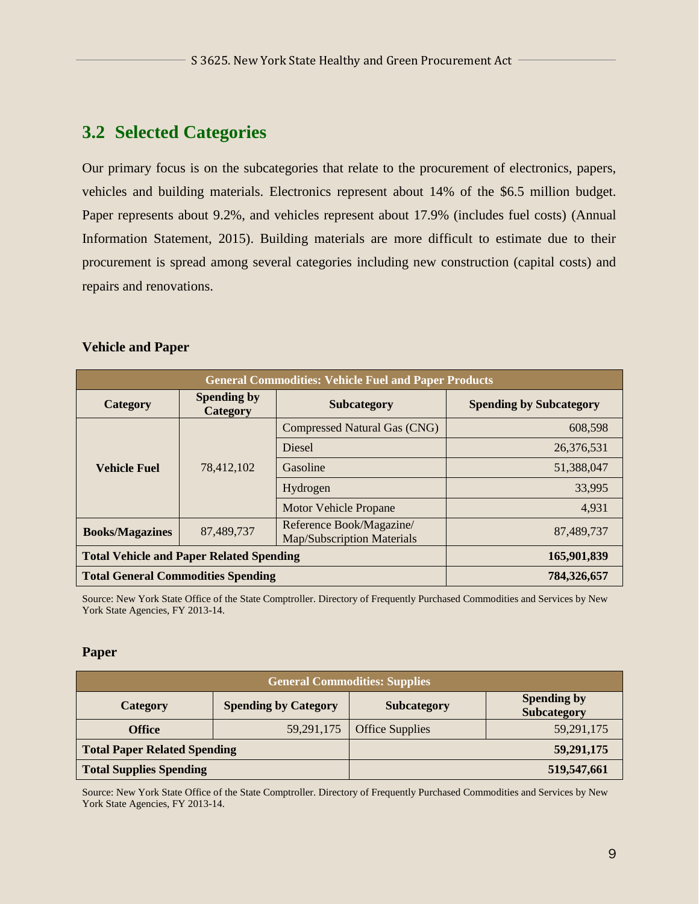## 3.2 Selected Categories

Our primary focus is on the subcategories that relate to the procurement of electronics, papers, vehicles and building materials. Electronics represent about 14% of the $6.5 million budget. Paper represents about 9.2%, and vehicles represent about 17.9% (includes fuel costs) (Annual Information Statement, 2015). Building materials are more difficult to estimate due to their procurement is spread among several categories including new construction (capital costs) and repairs and renovations.

**Vehicle and Paper**

| General Commodities: Vehicle Fuel and Paper Products | | | |
|---|---|---|---|
| **Category** | **Spending by Category** | **Subcategory** | **Spending by Subcategory** |
| **Vehicle Fuel** | 78,412,102 | Compressed Natural Gas (CNG) | 608,598 |
| | | Diesel | 26,376,531 |
| | | Gasoline | 51,388,047 |
| | | Hydrogen | 33,995 |
| | | Motor Vehicle Propane | 4,931 |
| **Books/Magazines** | 87,489,737 | Reference Book/Magazine/ Map/Subscription Materials | 87,489,737 |
| **Total Vehicle and Paper Related Spending** | | | **165,901,839** |
| **Total General Commodities Spending** | | | **784,326,657** |

Source: New York State Office of the State Comptroller. Directory of Frequently Purchased Commodities and Services by New York State Agencies, FY 2013-14.

**Paper**

| General Commodities: Supplies | | | |
|---|---|---|---|
| **Category** | **Spending by Category** | **Subcategory** | **Spending by Subcategory** |
| **Office** | 59,291,175 | Office Supplies | 59,291,175 |
| **Total Paper Related Spending** | | | **59,291,175** |
| **Total Supplies Spending** | | | **519,547,661** |

Source: New York State Office of the State Comptroller. Directory of Frequently Purchased Commodities and Services by New York State Agencies, FY 2013-14.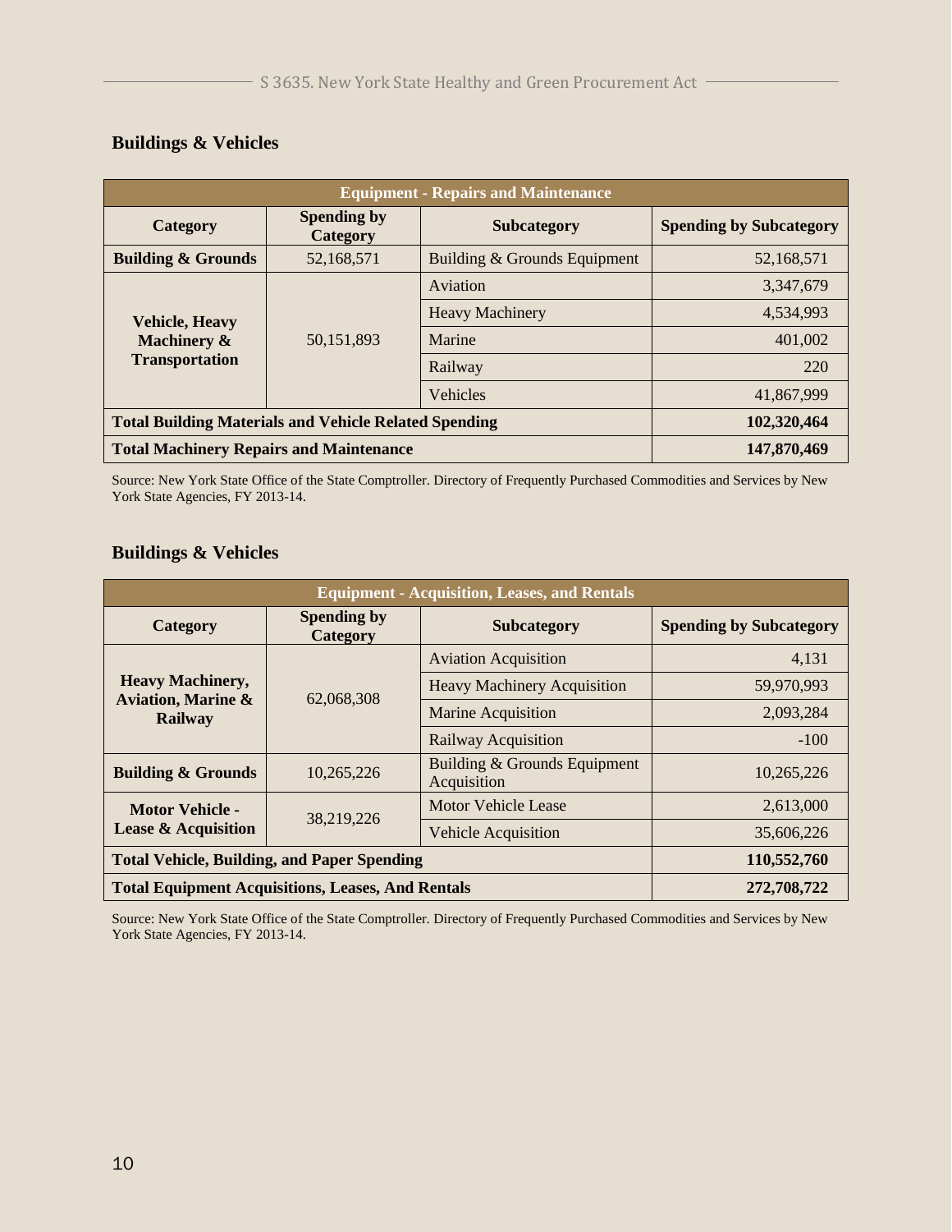## Buildings & Vehicles

| Equipment - Repairs and Maintenance | | | |
|---|---|---|---|
| **Category** | **Spending by Category** | **Subcategory** | **Spending by Subcategory** |
| **Building & Grounds** | 52,168,571 | Building & Grounds Equipment | 52,168,571 |
| **Vehicle, Heavy Machinery & Transportation** | 50,151,893 | Aviation | 3,347,679 |
| | | Heavy Machinery | 4,534,993 |
| | | Marine | 401,002 |
| | | Railway | 220 |
| | | Vehicles | 41,867,999 |
| **Total Building Materials and Vehicle Related Spending** | | | **102,320,464** |
| **Total Machinery Repairs and Maintenance** | | | **147,870,469** |

Source: New York State Office of the State Comptroller. Directory of Frequently Purchased Commodities and Services by New York State Agencies, FY 2013-14.

## Buildings & Vehicles

| Equipment - Acquisition, Leases, and Rentals | | | |
|---|---|---|---|
| **Category** | **Spending by Category** | **Subcategory** | **Spending by Subcategory** |
| **Heavy Machinery, Aviation, Marine & Railway** | 62,068,308 | Aviation Acquisition | 4,131 |
| | | Heavy Machinery Acquisition | 59,970,993 |
| | | Marine Acquisition | 2,093,284 |
| | | Railway Acquisition | -100 |
| **Building & Grounds** | 10,265,226 | Building & Grounds Equipment Acquisition | 10,265,226 |
| **Motor Vehicle - Lease & Acquisition** | 38,219,226 | Motor Vehicle Lease | 2,613,000 |
| | | Vehicle Acquisition | 35,606,226 |
| **Total Vehicle, Building, and Paper Spending** | | | **110,552,760** |
| **Total Equipment Acquisitions, Leases, And Rentals** | | | **272,708,722** |

Source: New York State Office of the State Comptroller. Directory of Frequently Purchased Commodities and Services by New York State Agencies, FY 2013-14.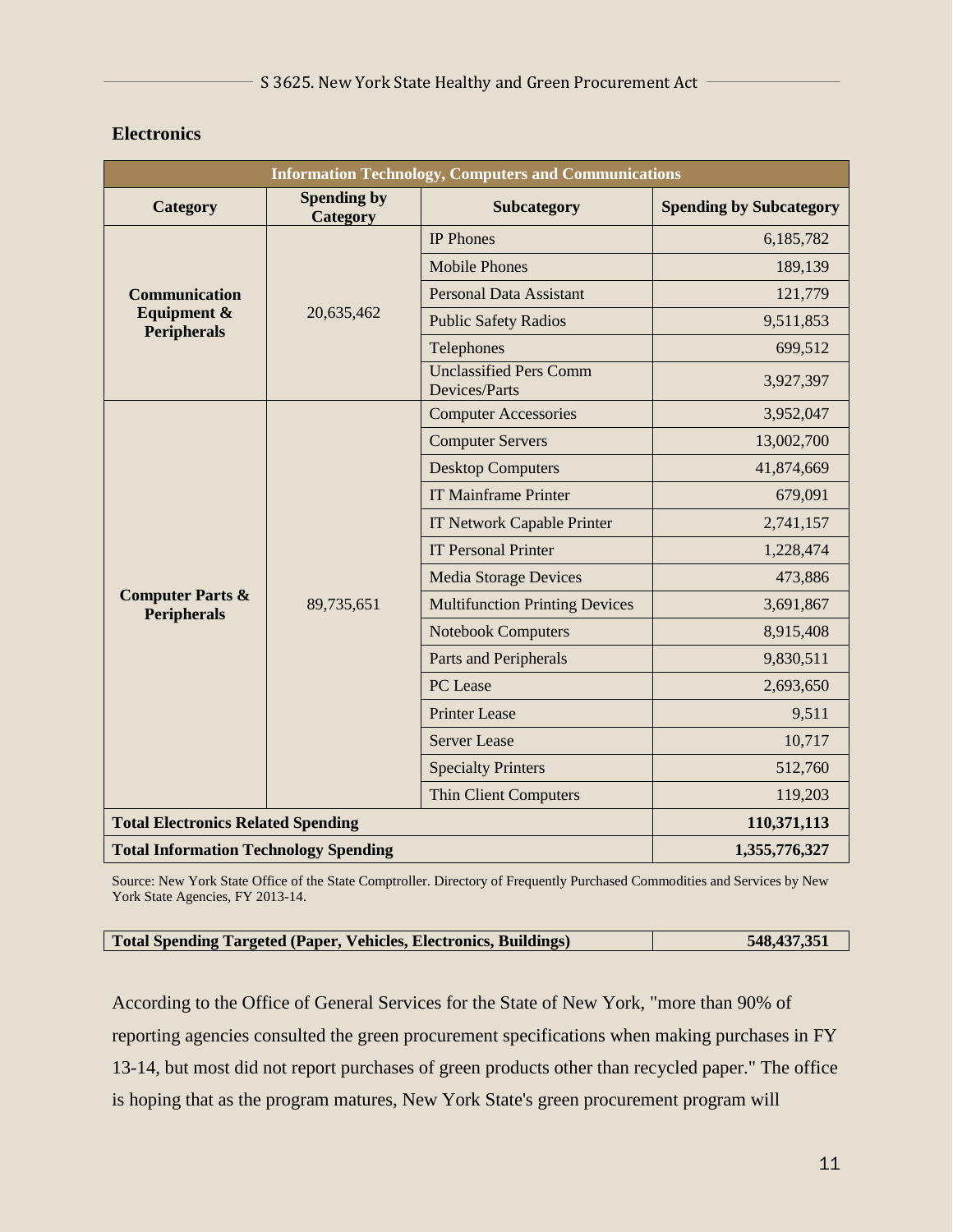## Electronics

| Information Technology, Computers and Communications | | | |
|---|---|---|---|
| **Category** | **Spending by Category** | **Subcategory** | **Spending by Subcategory** |
| **Communication Equipment & Peripherals** | 20,635,462 | IP Phones | 6,185,782 |
| | | Mobile Phones | 189,139 |
| | | Personal Data Assistant | 121,779 |
| | | Public Safety Radios | 9,511,853 |
| | | Telephones | 699,512 |
| | | Unclassified Pers Comm Devices/Parts | 3,927,397 |
| **Computer Parts & Peripherals** | 89,735,651 | Computer Accessories | 3,952,047 |
| | | Computer Servers | 13,002,700 |
| | | Desktop Computers | 41,874,669 |
| | | IT Mainframe Printer | 679,091 |
| | | IT Network Capable Printer | 2,741,157 |
| | | IT Personal Printer | 1,228,474 |
| | | Media Storage Devices | 473,886 |
| | | Multifunction Printing Devices | 3,691,867 |
| | | Notebook Computers | 8,915,408 |
| | | Parts and Peripherals | 9,830,511 |
| | | PC Lease | 2,693,650 |
| | | Printer Lease | 9,511 |
| | | Server Lease | 10,717 |
| | | Specialty Printers | 512,760 |
| | | Thin Client Computers | 119,203 |
| **Total Electronics Related Spending** | | | **110,371,113** |
| **Total Information Technology Spending** | | | **1,355,776,327** |

Source: New York State Office of the State Comptroller. Directory of Frequently Purchased Commodities and Services by New York State Agencies, FY 2013-14.

| **Total Spending Targeted (Paper, Vehicles, Electronics, Buildings)** | **548,437,351** |
|---|---|

According to the Office of General Services for the State of New York, "more than 90% of reporting agencies consulted the green procurement specifications when making purchases in FY 13-14, but most did not report purchases of green products other than recycled paper." The office is hoping that as the program matures, New York State's green procurement program will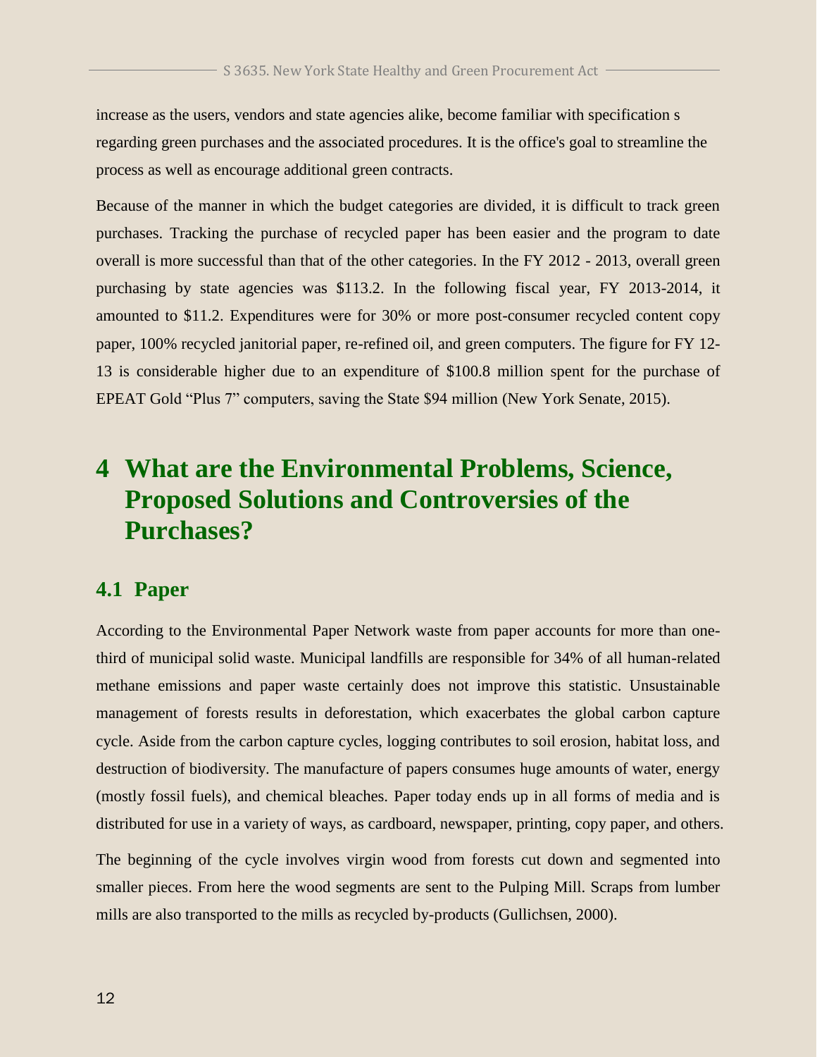increase as the users, vendors and state agencies alike, become familiar with specification s regarding green purchases and the associated procedures. It is the office's goal to streamline the process as well as encourage additional green contracts.

Because of the manner in which the budget categories are divided, it is difficult to track green purchases. Tracking the purchase of recycled paper has been easier and the program to date overall is more successful than that of the other categories. In the FY 2012 - 2013, overall green purchasing by state agencies was $113.2. In the following fiscal year, FY 2013-2014, it amounted to $11.2. Expenditures were for 30% or more post-consumer recycled content copy paper, 100% recycled janitorial paper, re-refined oil, and green computers. The figure for FY 12-13 is considerable higher due to an expenditure of $100.8 million spent for the purchase of EPEAT Gold "Plus 7" computers, saving the State $94 million (New York Senate, 2015).

# 4 What are the Environmental Problems, Science, Proposed Solutions and Controversies of the Purchases?

## 4.1 Paper

According to the Environmental Paper Network waste from paper accounts for more than one-third of municipal solid waste. Municipal landfills are responsible for 34% of all human-related methane emissions and paper waste certainly does not improve this statistic. Unsustainable management of forests results in deforestation, which exacerbates the global carbon capture cycle. Aside from the carbon capture cycles, logging contributes to soil erosion, habitat loss, and destruction of biodiversity. The manufacture of papers consumes huge amounts of water, energy (mostly fossil fuels), and chemical bleaches. Paper today ends up in all forms of media and is distributed for use in a variety of ways, as cardboard, newspaper, printing, copy paper, and others.

The beginning of the cycle involves virgin wood from forests cut down and segmented into smaller pieces. From here the wood segments are sent to the Pulping Mill. Scraps from lumber mills are also transported to the mills as recycled by-products (Gullichsen, 2000).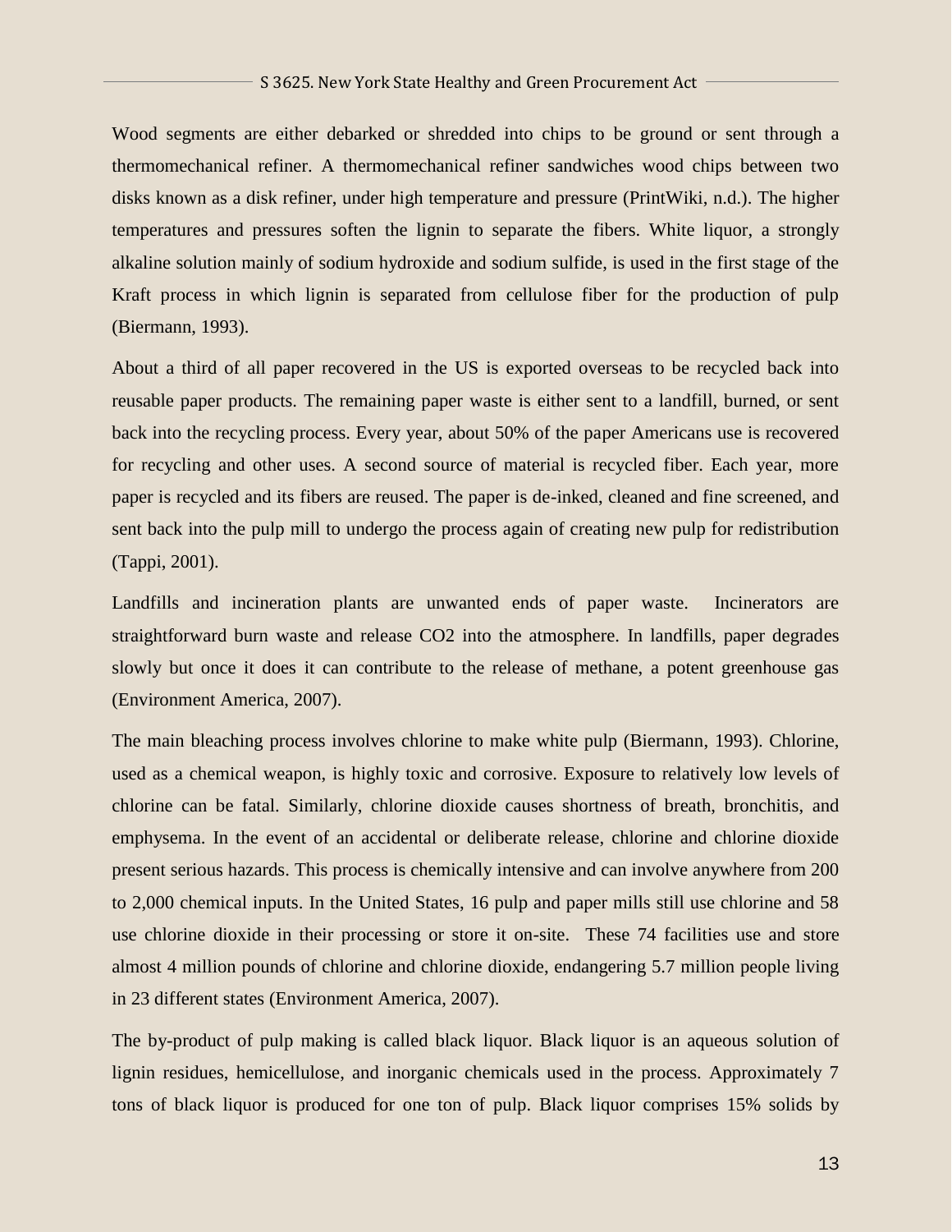Wood segments are either debarked or shredded into chips to be ground or sent through a thermomechanical refiner. A thermomechanical refiner sandwiches wood chips between two disks known as a disk refiner, under high temperature and pressure (PrintWiki, n.d.). The higher temperatures and pressures soften the lignin to separate the fibers. White liquor, a strongly alkaline solution mainly of sodium hydroxide and sodium sulfide, is used in the first stage of the Kraft process in which lignin is separated from cellulose fiber for the production of pulp (Biermann, 1993).

About a third of all paper recovered in the US is exported overseas to be recycled back into reusable paper products. The remaining paper waste is either sent to a landfill, burned, or sent back into the recycling process. Every year, about 50% of the paper Americans use is recovered for recycling and other uses. A second source of material is recycled fiber. Each year, more paper is recycled and its fibers are reused. The paper is de-inked, cleaned and fine screened, and sent back into the pulp mill to undergo the process again of creating new pulp for redistribution (Tappi, 2001).

Landfills and incineration plants are unwanted ends of paper waste. Incinerators are straightforward burn waste and release $CO_2$ into the atmosphere. In landfills, paper degrades slowly but once it does it can contribute to the release of methane, a potent greenhouse gas (Environment America, 2007).

The main bleaching process involves chlorine to make white pulp (Biermann, 1993). Chlorine, used as a chemical weapon, is highly toxic and corrosive. Exposure to relatively low levels of chlorine can be fatal. Similarly, chlorine dioxide causes shortness of breath, bronchitis, and emphysema. In the event of an accidental or deliberate release, chlorine and chlorine dioxide present serious hazards. This process is chemically intensive and can involve anywhere from 200 to 2,000 chemical inputs. In the United States, 16 pulp and paper mills still use chlorine and 58 use chlorine dioxide in their processing or store it on-site. These 74 facilities use and store almost 4 million pounds of chlorine and chlorine dioxide, endangering 5.7 million people living in 23 different states (Environment America, 2007).

The by-product of pulp making is called black liquor. Black liquor is an aqueous solution of lignin residues, hemicellulose, and inorganic chemicals used in the process. Approximately 7 tons of black liquor is produced for one ton of pulp. Black liquor comprises 15% solids by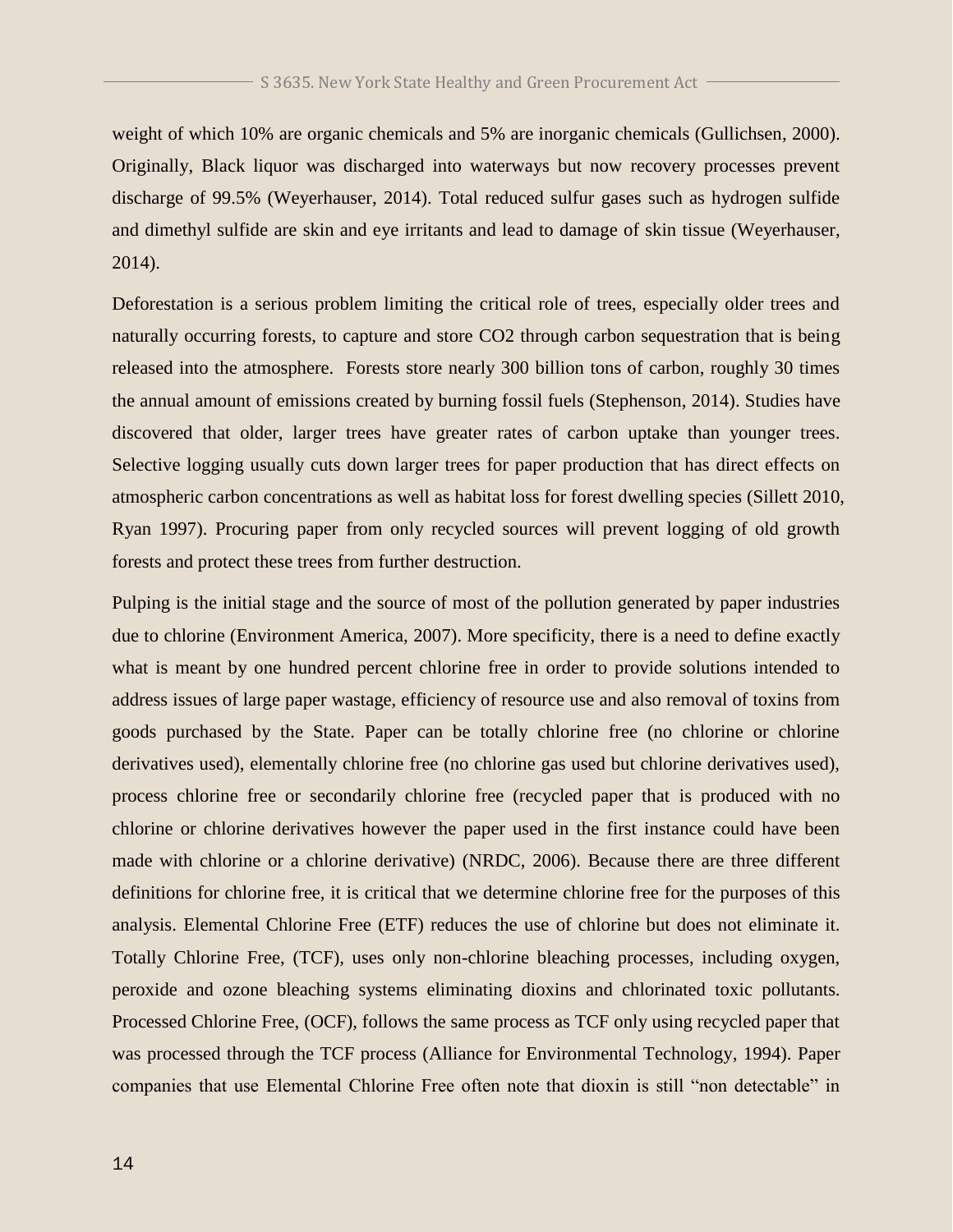weight of which 10% are organic chemicals and 5% are inorganic chemicals (Gullichsen, 2000). Originally, Black liquor was discharged into waterways but now recovery processes prevent discharge of 99.5% (Weyerhauser, 2014). Total reduced sulfur gases such as hydrogen sulfide and dimethyl sulfide are skin and eye irritants and lead to damage of skin tissue (Weyerhauser, 2014).

Deforestation is a serious problem limiting the critical role of trees, especially older trees and naturally occurring forests, to capture and store $CO_2$ through carbon sequestration that is being released into the atmosphere. Forests store nearly 300 billion tons of carbon, roughly 30 times the annual amount of emissions created by burning fossil fuels (Stephenson, 2014). Studies have discovered that older, larger trees have greater rates of carbon uptake than younger trees. Selective logging usually cuts down larger trees for paper production that has direct effects on atmospheric carbon concentrations as well as habitat loss for forest dwelling species (Sillett 2010, Ryan 1997). Procuring paper from only recycled sources will prevent logging of old growth forests and protect these trees from further destruction.

Pulping is the initial stage and the source of most of the pollution generated by paper industries due to chlorine (Environment America, 2007). More specificity, there is a need to define exactly what is meant by one hundred percent chlorine free in order to provide solutions intended to address issues of large paper wastage, efficiency of resource use and also removal of toxins from goods purchased by the State. Paper can be totally chlorine free (no chlorine or chlorine derivatives used), elementally chlorine free (no chlorine gas used but chlorine derivatives used), process chlorine free or secondarily chlorine free (recycled paper that is produced with no chlorine or chlorine derivatives however the paper used in the first instance could have been made with chlorine or a chlorine derivative) (NRDC, 2006). Because there are three different definitions for chlorine free, it is critical that we determine chlorine free for the purposes of this analysis. Elemental Chlorine Free (ETF) reduces the use of chlorine but does not eliminate it. Totally Chlorine Free, (TCF), uses only non-chlorine bleaching processes, including oxygen, peroxide and ozone bleaching systems eliminating dioxins and chlorinated toxic pollutants. Processed Chlorine Free, (OCF), follows the same process as TCF only using recycled paper that was processed through the TCF process (Alliance for Environmental Technology, 1994). Paper companies that use Elemental Chlorine Free often note that dioxin is still "non detectable" in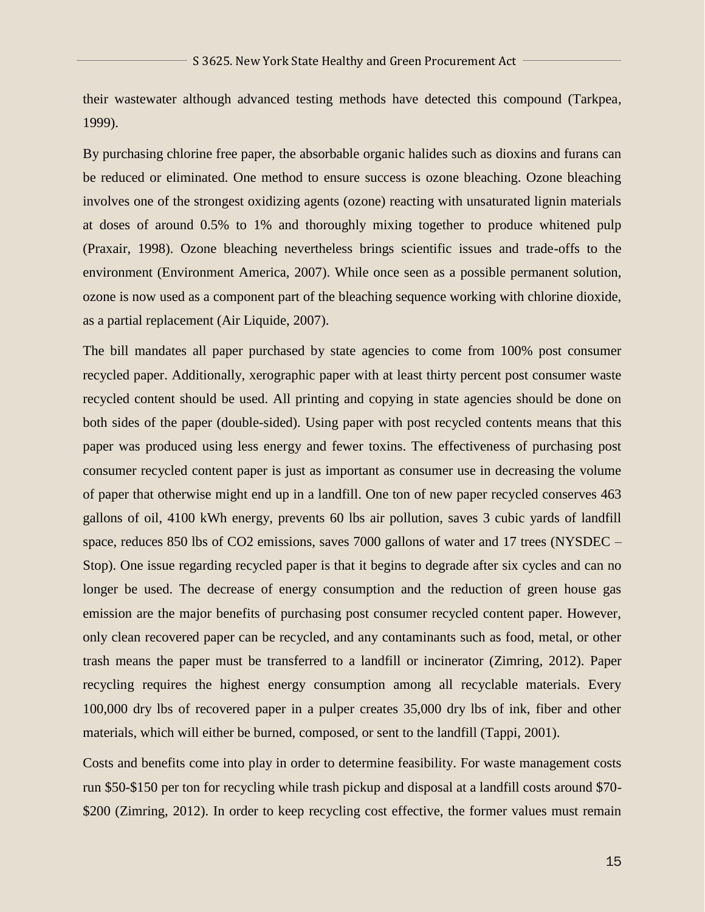their wastewater although advanced testing methods have detected this compound (Tarkpea, 1999).

By purchasing chlorine free paper, the absorbable organic halides such as dioxins and furans can be reduced or eliminated. One method to ensure success is ozone bleaching. Ozone bleaching involves one of the strongest oxidizing agents (ozone) reacting with unsaturated lignin materials at doses of around 0.5% to 1% and thoroughly mixing together to produce whitened pulp (Praxair, 1998). Ozone bleaching nevertheless brings scientific issues and trade-offs to the environment (Environment America, 2007). While once seen as a possible permanent solution, ozone is now used as a component part of the bleaching sequence working with chlorine dioxide, as a partial replacement (Air Liquide, 2007).

The bill mandates all paper purchased by state agencies to come from 100% post consumer recycled paper. Additionally, xerographic paper with at least thirty percent post consumer waste recycled content should be used. All printing and copying in state agencies should be done on both sides of the paper (double-sided). Using paper with post recycled contents means that this paper was produced using less energy and fewer toxins. The effectiveness of purchasing post consumer recycled content paper is just as important as consumer use in decreasing the volume of paper that otherwise might end up in a landfill. One ton of new paper recycled conserves 463 gallons of oil, 4100 kWh energy, prevents 60 lbs air pollution, saves 3 cubic yards of landfill space, reduces 850 lbs of $CO_2$ emissions, saves 7000 gallons of water and 17 trees (NYSDEC – Stop). One issue regarding recycled paper is that it begins to degrade after six cycles and can no longer be used. The decrease of energy consumption and the reduction of green house gas emission are the major benefits of purchasing post consumer recycled content paper. However, only clean recovered paper can be recycled, and any contaminants such as food, metal, or other trash means the paper must be transferred to a landfill or incinerator (Zimring, 2012). Paper recycling requires the highest energy consumption among all recyclable materials. Every 100,000 dry lbs of recovered paper in a pulper creates 35,000 dry lbs of ink, fiber and other materials, which will either be burned, composed, or sent to the landfill (Tappi, 2001).

Costs and benefits come into play in order to determine feasibility. For waste management costs run $50-$150 per ton for recycling while trash pickup and disposal at a landfill costs around $70-$200 (Zimring, 2012). In order to keep recycling cost effective, the former values must remain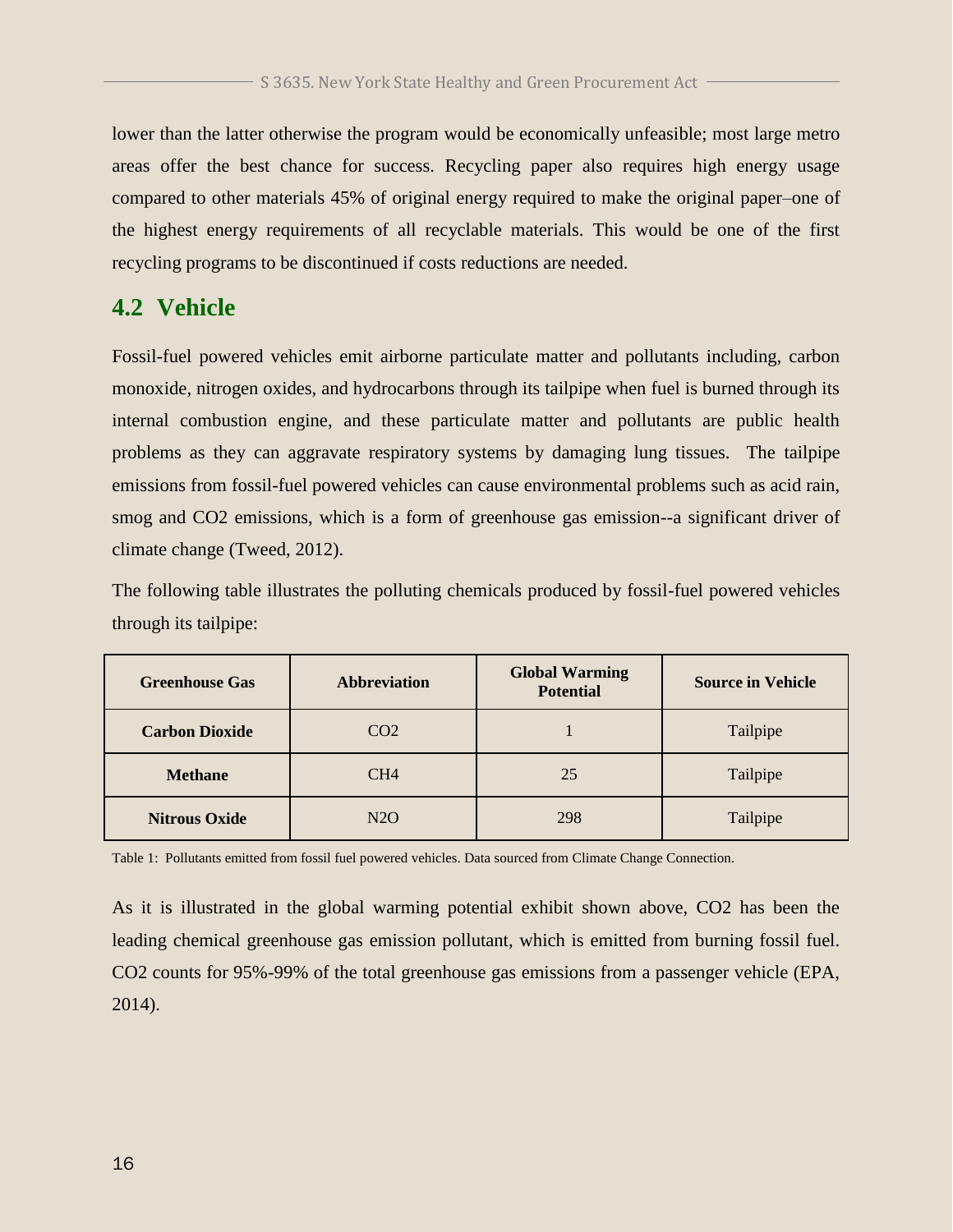lower than the latter otherwise the program would be economically unfeasible; most large metro areas offer the best chance for success. Recycling paper also requires high energy usage compared to other materials 45% of original energy required to make the original paper–one of the highest energy requirements of all recyclable materials. This would be one of the first recycling programs to be discontinued if costs reductions are needed.

## 4.2 Vehicle

Fossil-fuel powered vehicles emit airborne particulate matter and pollutants including, carbon monoxide, nitrogen oxides, and hydrocarbons through its tailpipe when fuel is burned through its internal combustion engine, and these particulate matter and pollutants are public health problems as they can aggravate respiratory systems by damaging lung tissues. The tailpipe emissions from fossil-fuel powered vehicles can cause environmental problems such as acid rain, smog and $CO_2$ emissions, which is a form of greenhouse gas emission--a significant driver of climate change (Tweed, 2012).

The following table illustrates the polluting chemicals produced by fossil-fuel powered vehicles through its tailpipe:

| Greenhouse Gas | Abbreviation | Global Warming Potential | Source in Vehicle |
|---|---|---|---|
| **Carbon Dioxide** | $CO_2$ | 1 | Tailpipe |
| **Methane** | $CH_4$ | 25 | Tailpipe |
| **Nitrous Oxide** | $N_2O$ | 298 | Tailpipe |

Table 1: Pollutants emitted from fossil fuel powered vehicles. Data sourced from Climate Change Connection.

As it is illustrated in the global warming potential exhibit shown above, $CO_2$ has been the leading chemical greenhouse gas emission pollutant, which is emitted from burning fossil fuel. $CO_2$ counts for 95%-99% of the total greenhouse gas emissions from a passenger vehicle (EPA, 2014).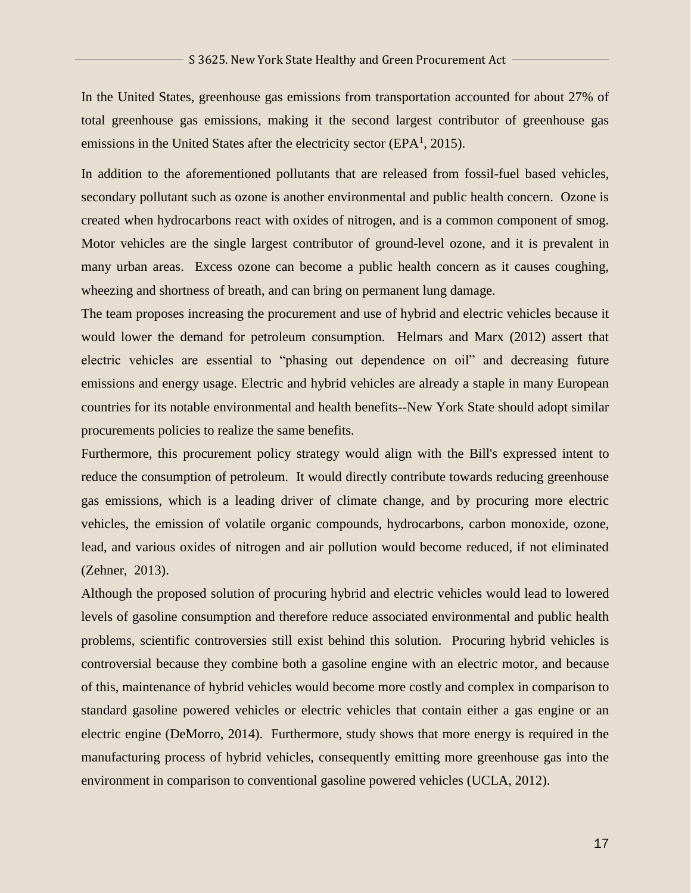In the United States, greenhouse gas emissions from transportation accounted for about 27% of total greenhouse gas emissions, making it the second largest contributor of greenhouse gas emissions in the United States after the electricity sector (EPA[1], 2015).

In addition to the aforementioned pollutants that are released from fossil-fuel based vehicles, secondary pollutant such as ozone is another environmental and public health concern. Ozone is created when hydrocarbons react with oxides of nitrogen, and is a common component of smog. Motor vehicles are the single largest contributor of ground-level ozone, and it is prevalent in many urban areas. Excess ozone can become a public health concern as it causes coughing, wheezing and shortness of breath, and can bring on permanent lung damage.

The team proposes increasing the procurement and use of hybrid and electric vehicles because it would lower the demand for petroleum consumption. Helmars and Marx (2012) assert that electric vehicles are essential to "phasing out dependence on oil" and decreasing future emissions and energy usage. Electric and hybrid vehicles are already a staple in many European countries for its notable environmental and health benefits--New York State should adopt similar procurements policies to realize the same benefits.

Furthermore, this procurement policy strategy would align with the Bill's expressed intent to reduce the consumption of petroleum. It would directly contribute towards reducing greenhouse gas emissions, which is a leading driver of climate change, and by procuring more electric vehicles, the emission of volatile organic compounds, hydrocarbons, carbon monoxide, ozone, lead, and various oxides of nitrogen and air pollution would become reduced, if not eliminated (Zehner, 2013).

Although the proposed solution of procuring hybrid and electric vehicles would lead to lowered levels of gasoline consumption and therefore reduce associated environmental and public health problems, scientific controversies still exist behind this solution. Procuring hybrid vehicles is controversial because they combine both a gasoline engine with an electric motor, and because of this, maintenance of hybrid vehicles would become more costly and complex in comparison to standard gasoline powered vehicles or electric vehicles that contain either a gas engine or an electric engine (DeMorro, 2014). Furthermore, study shows that more energy is required in the manufacturing process of hybrid vehicles, consequently emitting more greenhouse gas into the environment in comparison to conventional gasoline powered vehicles (UCLA, 2012).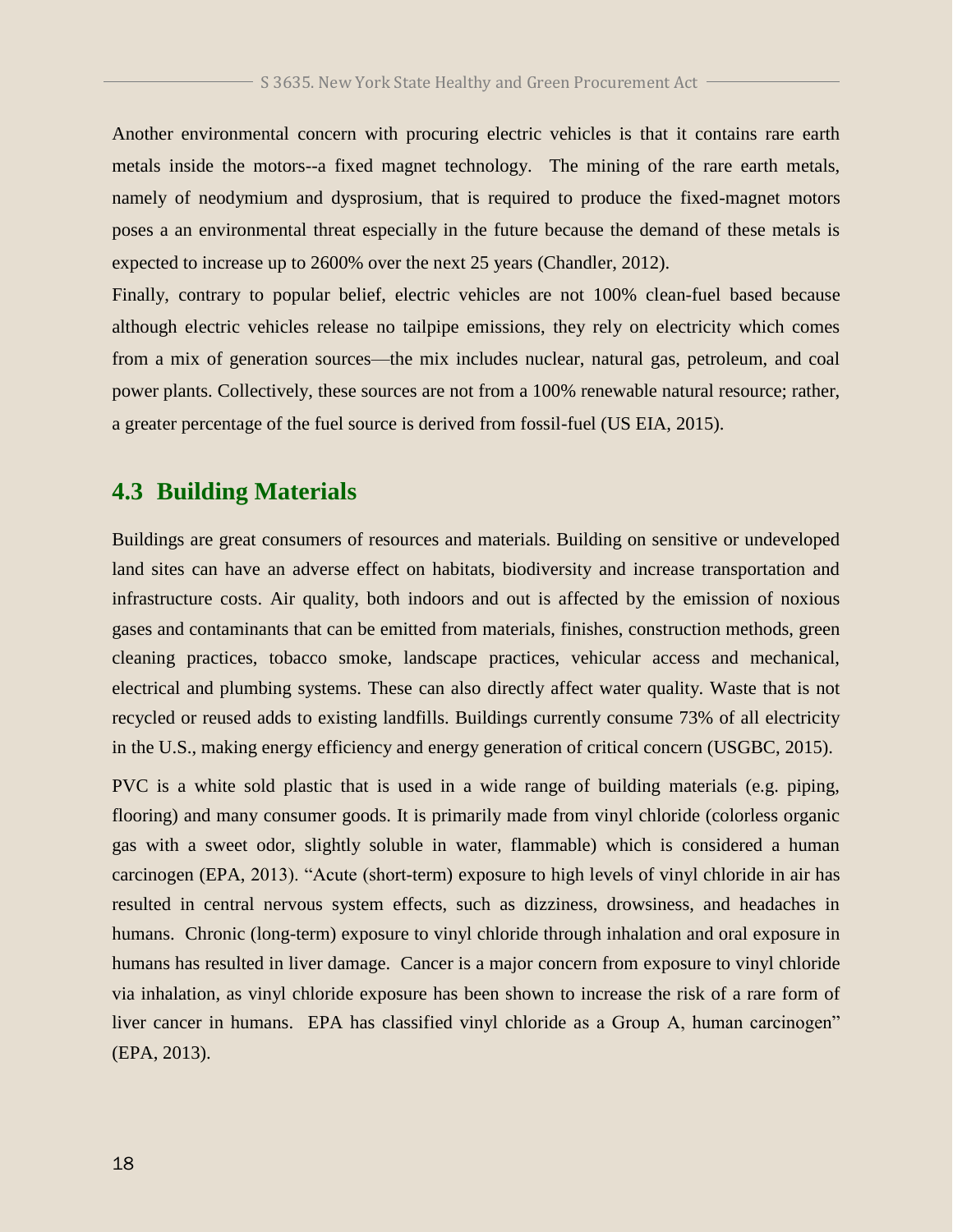Another environmental concern with procuring electric vehicles is that it contains rare earth metals inside the motors--a fixed magnet technology. The mining of the rare earth metals, namely of neodymium and dysprosium, that is required to produce the fixed-magnet motors poses a an environmental threat especially in the future because the demand of these metals is expected to increase up to 2600% over the next 25 years (Chandler, 2012).

Finally, contrary to popular belief, electric vehicles are not 100% clean-fuel based because although electric vehicles release no tailpipe emissions, they rely on electricity which comes from a mix of generation sources—the mix includes nuclear, natural gas, petroleum, and coal power plants. Collectively, these sources are not from a 100% renewable natural resource; rather, a greater percentage of the fuel source is derived from fossil-fuel (US EIA, 2015).

## 4.3 Building Materials

Buildings are great consumers of resources and materials. Building on sensitive or undeveloped land sites can have an adverse effect on habitats, biodiversity and increase transportation and infrastructure costs. Air quality, both indoors and out is affected by the emission of noxious gases and contaminants that can be emitted from materials, finishes, construction methods, green cleaning practices, tobacco smoke, landscape practices, vehicular access and mechanical, electrical and plumbing systems. These can also directly affect water quality. Waste that is not recycled or reused adds to existing landfills. Buildings currently consume 73% of all electricity in the U.S., making energy efficiency and energy generation of critical concern (USGBC, 2015).

PVC is a white sold plastic that is used in a wide range of building materials (e.g. piping, flooring) and many consumer goods. It is primarily made from vinyl chloride (colorless organic gas with a sweet odor, slightly soluble in water, flammable) which is considered a human carcinogen (EPA, 2013). "Acute (short-term) exposure to high levels of vinyl chloride in air has resulted in central nervous system effects, such as dizziness, drowsiness, and headaches in humans. Chronic (long-term) exposure to vinyl chloride through inhalation and oral exposure in humans has resulted in liver damage. Cancer is a major concern from exposure to vinyl chloride via inhalation, as vinyl chloride exposure has been shown to increase the risk of a rare form of liver cancer in humans. EPA has classified vinyl chloride as a Group A, human carcinogen" (EPA, 2013).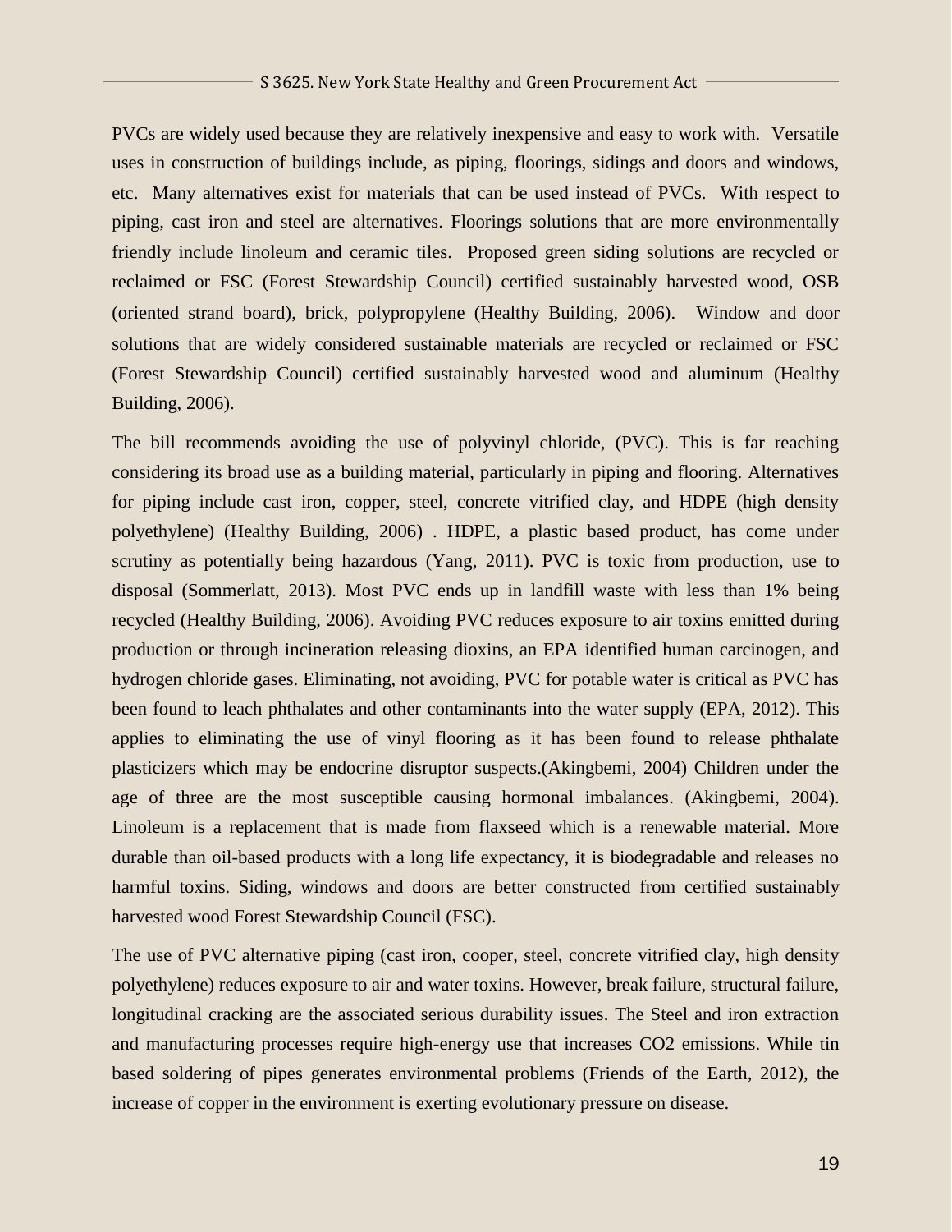PVCs are widely used because they are relatively inexpensive and easy to work with. Versatile uses in construction of buildings include, as piping, floorings, sidings and doors and windows, etc. Many alternatives exist for materials that can be used instead of PVCs. With respect to piping, cast iron and steel are alternatives. Floorings solutions that are more environmentally friendly include linoleum and ceramic tiles. Proposed green siding solutions are recycled or reclaimed or FSC (Forest Stewardship Council) certified sustainably harvested wood, OSB (oriented strand board), brick, polypropylene (Healthy Building, 2006). Window and door solutions that are widely considered sustainable materials are recycled or reclaimed or FSC (Forest Stewardship Council) certified sustainably harvested wood and aluminum (Healthy Building, 2006).

The bill recommends avoiding the use of polyvinyl chloride, (PVC). This is far reaching considering its broad use as a building material, particularly in piping and flooring. Alternatives for piping include cast iron, copper, steel, concrete vitrified clay, and HDPE (high density polyethylene) (Healthy Building, 2006) . HDPE, a plastic based product, has come under scrutiny as potentially being hazardous (Yang, 2011). PVC is toxic from production, use to disposal (Sommerlatt, 2013). Most PVC ends up in landfill waste with less than 1% being recycled (Healthy Building, 2006). Avoiding PVC reduces exposure to air toxins emitted during production or through incineration releasing dioxins, an EPA identified human carcinogen, and hydrogen chloride gases. Eliminating, not avoiding, PVC for potable water is critical as PVC has been found to leach phthalates and other contaminants into the water supply (EPA, 2012). This applies to eliminating the use of vinyl flooring as it has been found to release phthalate plasticizers which may be endocrine disruptor suspects.(Akingbemi, 2004) Children under the age of three are the most susceptible causing hormonal imbalances. (Akingbemi, 2004). Linoleum is a replacement that is made from flaxseed which is a renewable material. More durable than oil-based products with a long life expectancy, it is biodegradable and releases no harmful toxins. Siding, windows and doors are better constructed from certified sustainably harvested wood Forest Stewardship Council (FSC).

The use of PVC alternative piping (cast iron, cooper, steel, concrete vitrified clay, high density polyethylene) reduces exposure to air and water toxins. However, break failure, structural failure, longitudinal cracking are the associated serious durability issues. The Steel and iron extraction and manufacturing processes require high-energy use that increases $CO_2$ emissions. While tin based soldering of pipes generates environmental problems (Friends of the Earth, 2012), the increase of copper in the environment is exerting evolutionary pressure on disease.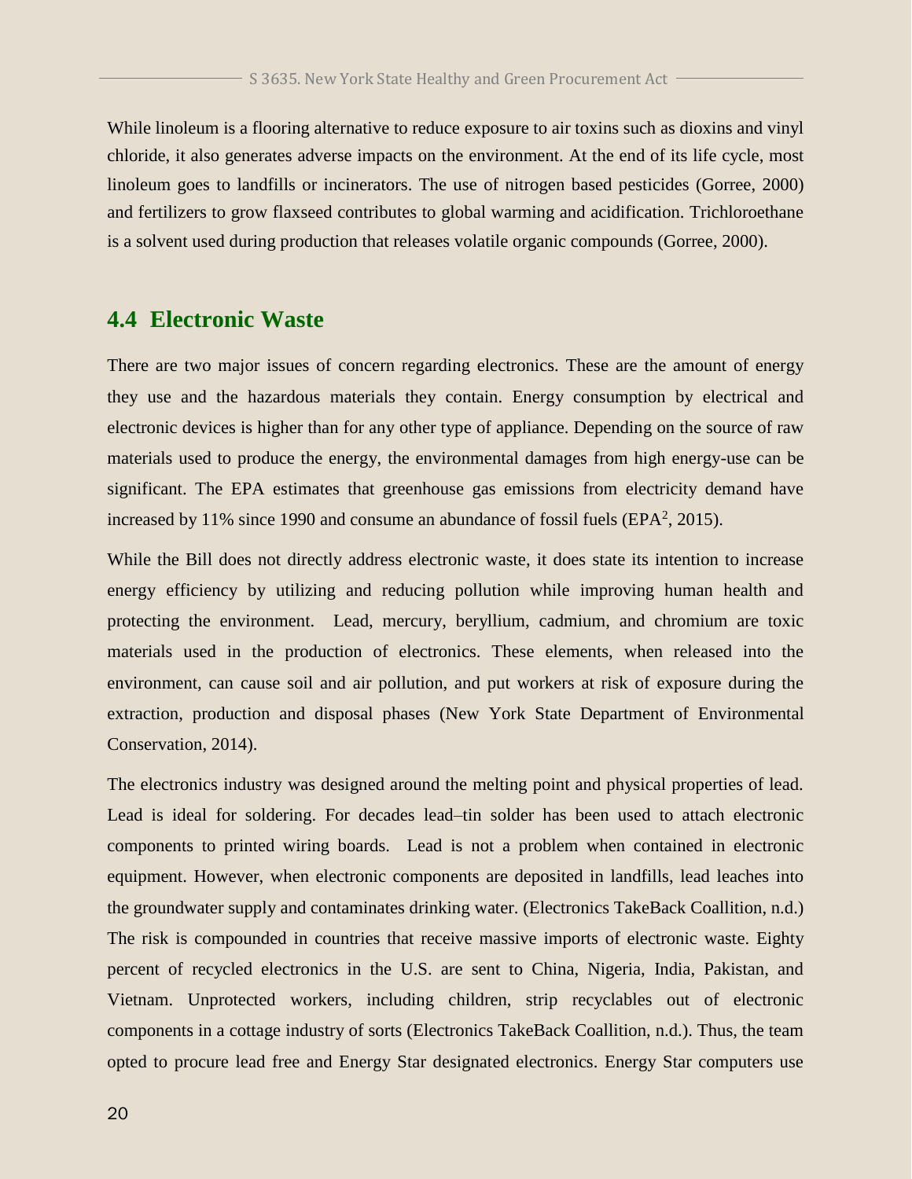While linoleum is a flooring alternative to reduce exposure to air toxins such as dioxins and vinyl chloride, it also generates adverse impacts on the environment. At the end of its life cycle, most linoleum goes to landfills or incinerators. The use of nitrogen based pesticides (Gorree, 2000) and fertilizers to grow flaxseed contributes to global warming and acidification. Trichloroethane is a solvent used during production that releases volatile organic compounds (Gorree, 2000).

## 4.4 Electronic Waste

There are two major issues of concern regarding electronics. These are the amount of energy they use and the hazardous materials they contain. Energy consumption by electrical and electronic devices is higher than for any other type of appliance. Depending on the source of raw materials used to produce the energy, the environmental damages from high energy-use can be significant. The EPA estimates that greenhouse gas emissions from electricity demand have increased by 11% since 1990 and consume an abundance of fossil fuels (EPA[2], 2015).

While the Bill does not directly address electronic waste, it does state its intention to increase energy efficiency by utilizing and reducing pollution while improving human health and protecting the environment. Lead, mercury, beryllium, cadmium, and chromium are toxic materials used in the production of electronics. These elements, when released into the environment, can cause soil and air pollution, and put workers at risk of exposure during the extraction, production and disposal phases (New York State Department of Environmental Conservation, 2014).

The electronics industry was designed around the melting point and physical properties of lead. Lead is ideal for soldering. For decades lead–tin solder has been used to attach electronic components to printed wiring boards. Lead is not a problem when contained in electronic equipment. However, when electronic components are deposited in landfills, lead leaches into the groundwater supply and contaminates drinking water. (Electronics TakeBack Coallition, n.d.) The risk is compounded in countries that receive massive imports of electronic waste. Eighty percent of recycled electronics in the U.S. are sent to China, Nigeria, India, Pakistan, and Vietnam. Unprotected workers, including children, strip recyclables out of electronic components in a cottage industry of sorts (Electronics TakeBack Coallition, n.d.). Thus, the team opted to procure lead free and Energy Star designated electronics. Energy Star computers use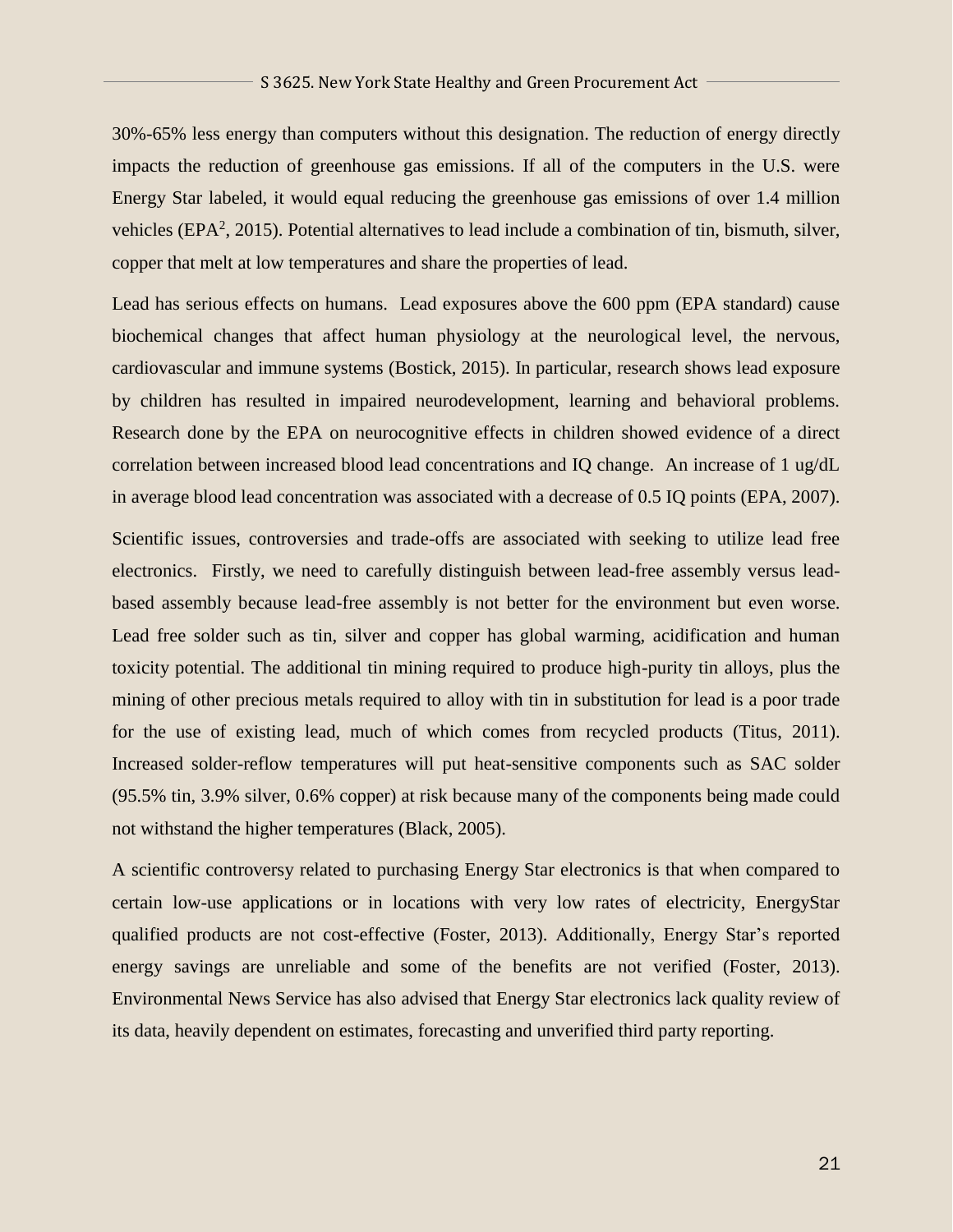30%-65% less energy than computers without this designation. The reduction of energy directly impacts the reduction of greenhouse gas emissions. If all of the computers in the U.S. were Energy Star labeled, it would equal reducing the greenhouse gas emissions of over 1.4 million vehicles (EPA[2], 2015). Potential alternatives to lead include a combination of tin, bismuth, silver, copper that melt at low temperatures and share the properties of lead.

Lead has serious effects on humans. Lead exposures above the 600 ppm (EPA standard) cause biochemical changes that affect human physiology at the neurological level, the nervous, cardiovascular and immune systems (Bostick, 2015). In particular, research shows lead exposure by children has resulted in impaired neurodevelopment, learning and behavioral problems. Research done by the EPA on neurocognitive effects in children showed evidence of a direct correlation between increased blood lead concentrations and IQ change. An increase of 1 ug/dL in average blood lead concentration was associated with a decrease of 0.5 IQ points (EPA, 2007).

Scientific issues, controversies and trade-offs are associated with seeking to utilize lead free electronics. Firstly, we need to carefully distinguish between lead-free assembly versus lead-based assembly because lead-free assembly is not better for the environment but even worse. Lead free solder such as tin, silver and copper has global warming, acidification and human toxicity potential. The additional tin mining required to produce high-purity tin alloys, plus the mining of other precious metals required to alloy with tin in substitution for lead is a poor trade for the use of existing lead, much of which comes from recycled products (Titus, 2011). Increased solder-reflow temperatures will put heat-sensitive components such as SAC solder (95.5% tin, 3.9% silver, 0.6% copper) at risk because many of the components being made could not withstand the higher temperatures (Black, 2005).

A scientific controversy related to purchasing Energy Star electronics is that when compared to certain low-use applications or in locations with very low rates of electricity, EnergyStar qualified products are not cost-effective (Foster, 2013). Additionally, Energy Star's reported energy savings are unreliable and some of the benefits are not verified (Foster, 2013). Environmental News Service has also advised that Energy Star electronics lack quality review of its data, heavily dependent on estimates, forecasting and unverified third party reporting.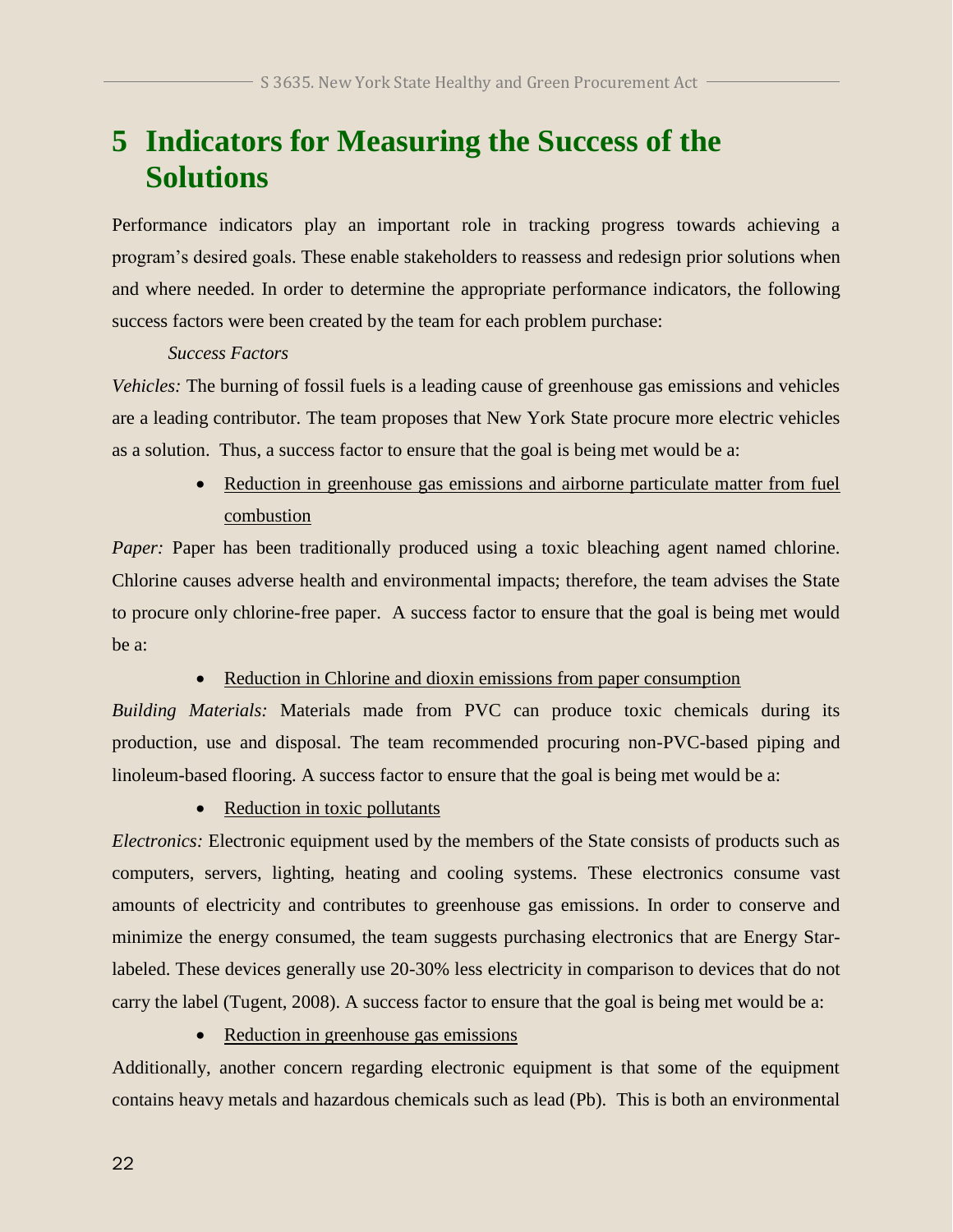# 5 Indicators for Measuring the Success of the Solutions

Performance indicators play an important role in tracking progress towards achieving a program's desired goals. These enable stakeholders to reassess and redesign prior solutions when and where needed. In order to determine the appropriate performance indicators, the following success factors were been created by the team for each problem purchase:

*Success Factors*

*Vehicles:* The burning of fossil fuels is a leading cause of greenhouse gas emissions and vehicles are a leading contributor. The team proposes that New York State procure more electric vehicles as a solution. Thus, a success factor to ensure that the goal is being met would be a:

- <u>Reduction in greenhouse gas emissions and airborne particulate matter from fuel combustion</u>

*Paper:* Paper has been traditionally produced using a toxic bleaching agent named chlorine. Chlorine causes adverse health and environmental impacts; therefore, the team advises the State to procure only chlorine-free paper. A success factor to ensure that the goal is being met would be a:

- <u>Reduction in Chlorine and dioxin emissions from paper consumption</u>

*Building Materials:* Materials made from PVC can produce toxic chemicals during its production, use and disposal. The team recommended procuring non-PVC-based piping and linoleum-based flooring. A success factor to ensure that the goal is being met would be a:

- <u>Reduction in toxic pollutants</u>

*Electronics:* Electronic equipment used by the members of the State consists of products such as computers, servers, lighting, heating and cooling systems. These electronics consume vast amounts of electricity and contributes to greenhouse gas emissions. In order to conserve and minimize the energy consumed, the team suggests purchasing electronics that are Energy Star-labeled. These devices generally use 20-30% less electricity in comparison to devices that do not carry the label (Tugent, 2008). A success factor to ensure that the goal is being met would be a:

- <u>Reduction in greenhouse gas emissions</u>

Additionally, another concern regarding electronic equipment is that some of the equipment contains heavy metals and hazardous chemicals such as lead (Pb). This is both an environmental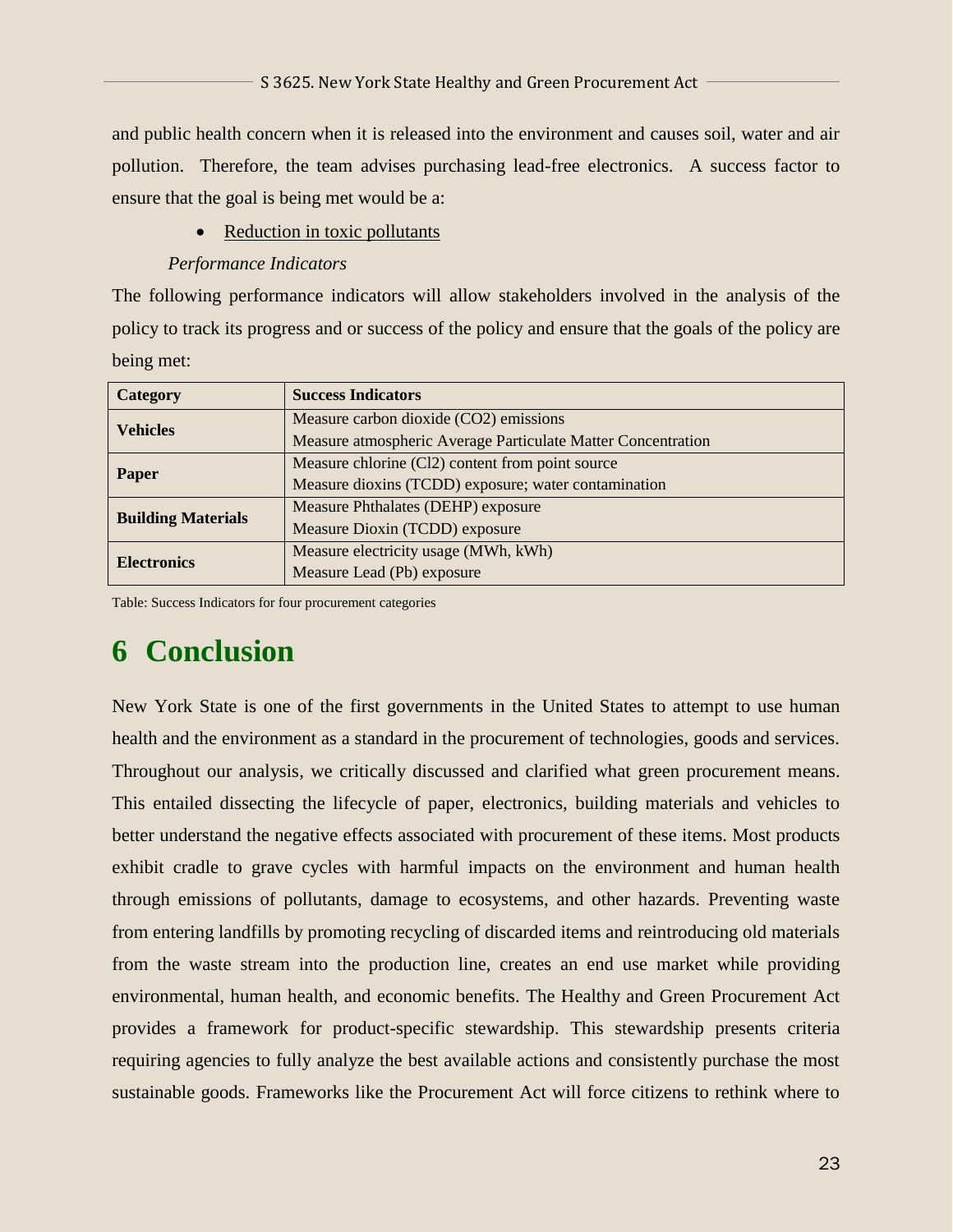and public health concern when it is released into the environment and causes soil, water and air pollution. Therefore, the team advises purchasing lead-free electronics. A success factor to ensure that the goal is being met would be a:

- Reduction in toxic pollutants

*Performance Indicators*

The following performance indicators will allow stakeholders involved in the analysis of the policy to track its progress and or success of the policy and ensure that the goals of the policy are being met:

| Category | Success Indicators |
|---|---|
| **Vehicles** | Measure carbon dioxide ($CO_2$) emissions |
| | Measure atmospheric Average Particulate Matter Concentration |
| **Paper** | Measure chlorine ($Cl_2$) content from point source |
| | Measure dioxins (TCDD) exposure; water contamination |
| **Building Materials** | Measure Phthalates (DEHP) exposure |
| | Measure Dioxin (TCDD) exposure |
| **Electronics** | Measure electricity usage (MWh, kWh) |
| | Measure Lead (Pb) exposure |

Table: Success Indicators for four procurement categories

# 6 Conclusion

New York State is one of the first governments in the United States to attempt to use human health and the environment as a standard in the procurement of technologies, goods and services. Throughout our analysis, we critically discussed and clarified what green procurement means. This entailed dissecting the lifecycle of paper, electronics, building materials and vehicles to better understand the negative effects associated with procurement of these items. Most products exhibit cradle to grave cycles with harmful impacts on the environment and human health through emissions of pollutants, damage to ecosystems, and other hazards. Preventing waste from entering landfills by promoting recycling of discarded items and reintroducing old materials from the waste stream into the production line, creates an end use market while providing environmental, human health, and economic benefits. The Healthy and Green Procurement Act provides a framework for product-specific stewardship. This stewardship presents criteria requiring agencies to fully analyze the best available actions and consistently purchase the most sustainable goods. Frameworks like the Procurement Act will force citizens to rethink where to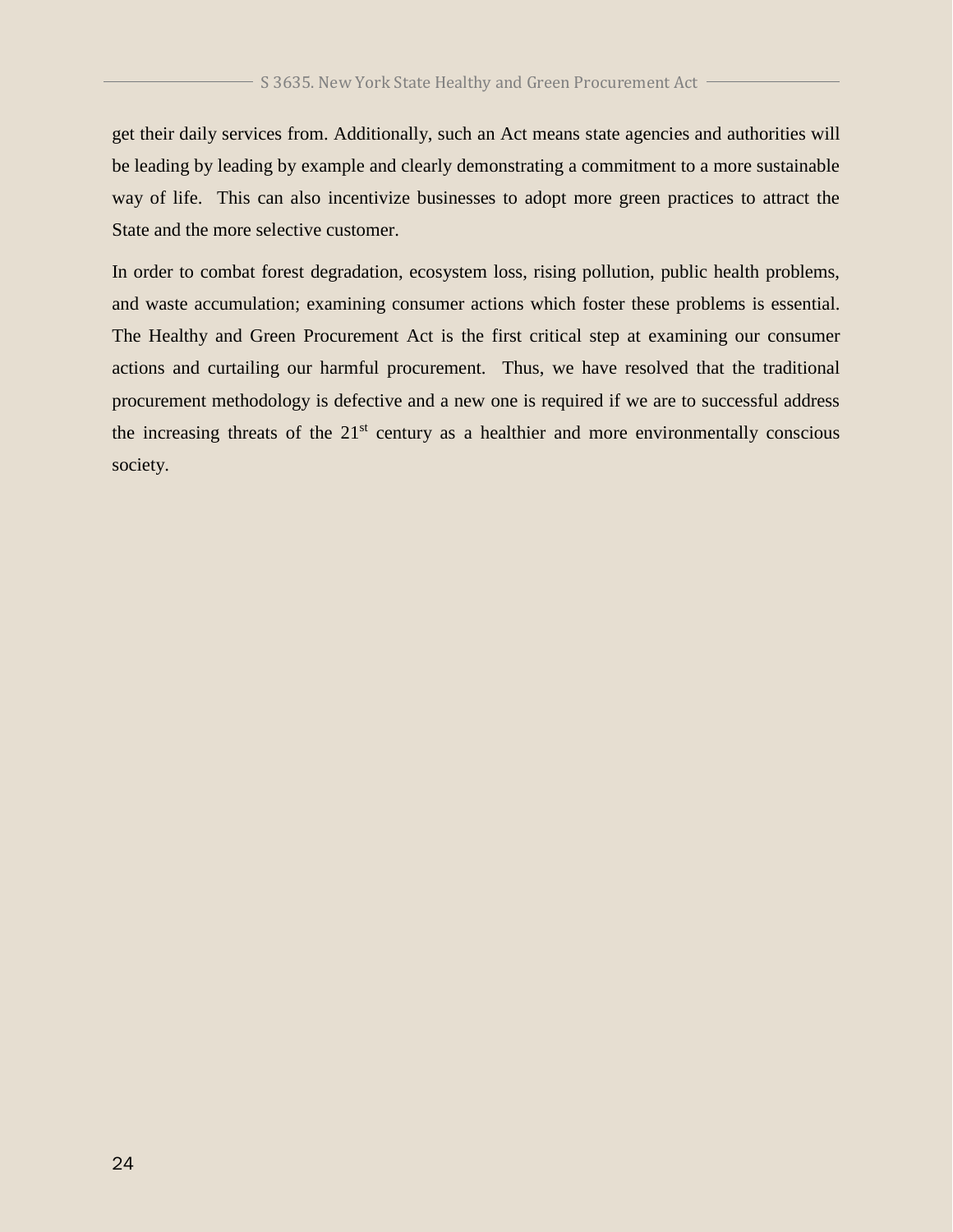get their daily services from. Additionally, such an Act means state agencies and authorities will be leading by leading by example and clearly demonstrating a commitment to a more sustainable way of life. This can also incentivize businesses to adopt more green practices to attract the State and the more selective customer.

In order to combat forest degradation, ecosystem loss, rising pollution, public health problems, and waste accumulation; examining consumer actions which foster these problems is essential. The Healthy and Green Procurement Act is the first critical step at examining our consumer actions and curtailing our harmful procurement. Thus, we have resolved that the traditional procurement methodology is defective and a new one is required if we are to successful address the increasing threats of the 21st century as a healthier and more environmentally conscious society.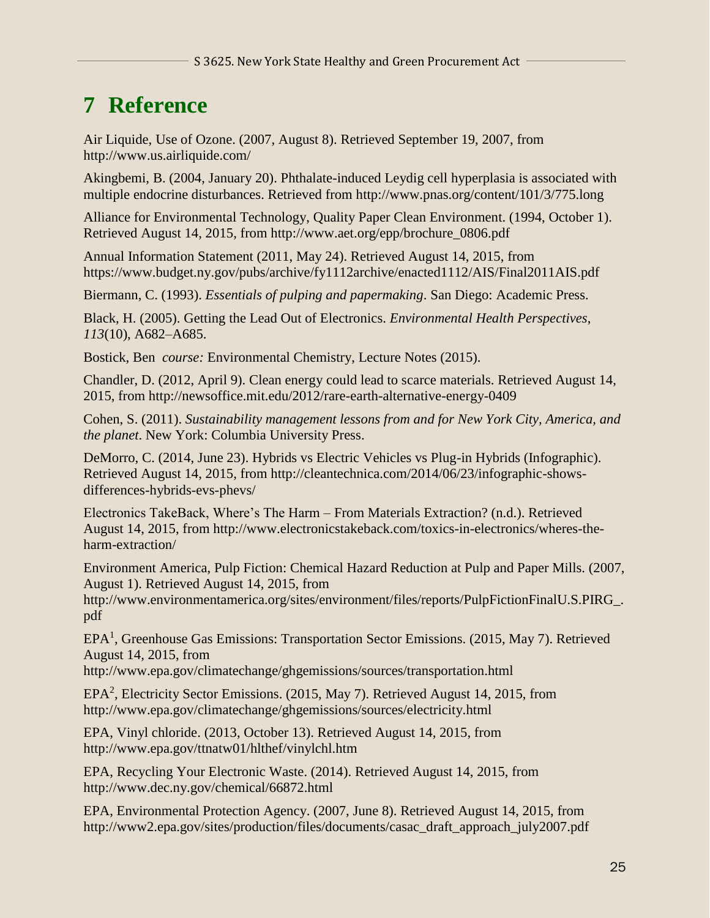# 7 Reference

Air Liquide, Use of Ozone. (2007, August 8). Retrieved September 19, 2007, from http://www.us.airliquide.com/

Akingbemi, B. (2004, January 20). Phthalate-induced Leydig cell hyperplasia is associated with multiple endocrine disturbances. Retrieved from http://www.pnas.org/content/101/3/775.long

Alliance for Environmental Technology, Quality Paper Clean Environment. (1994, October 1). Retrieved August 14, 2015, from http://www.aet.org/epp/brochure_0806.pdf

Annual Information Statement (2011, May 24). Retrieved August 14, 2015, from https://www.budget.ny.gov/pubs/archive/fy1112archive/enacted1112/AIS/Final2011AIS.pdf

Biermann, C. (1993). *Essentials of pulping and papermaking*. San Diego: Academic Press.

Black, H. (2005). Getting the Lead Out of Electronics. *Environmental Health Perspectives*, *113*(10), A682–A685.

Bostick, Ben *course:* Environmental Chemistry, Lecture Notes (2015).

Chandler, D. (2012, April 9). Clean energy could lead to scarce materials. Retrieved August 14, 2015, from http://newsoffice.mit.edu/2012/rare-earth-alternative-energy-0409

Cohen, S. (2011). *Sustainability management lessons from and for New York City, America, and the planet*. New York: Columbia University Press.

DeMorro, C. (2014, June 23). Hybrids vs Electric Vehicles vs Plug-in Hybrids (Infographic). Retrieved August 14, 2015, from http://cleantechnica.com/2014/06/23/infographic-shows-differences-hybrids-evs-phevs/

Electronics TakeBack, Where's The Harm – From Materials Extraction? (n.d.). Retrieved August 14, 2015, from http://www.electronicstakeback.com/toxics-in-electronics/wheres-the-harm-extraction/

Environment America, Pulp Fiction: Chemical Hazard Reduction at Pulp and Paper Mills. (2007, August 1). Retrieved August 14, 2015, from http://www.environmentamerica.org/sites/environment/files/reports/PulpFictionFinalU.S.PIRG_.pdf

EPA[1], Greenhouse Gas Emissions: Transportation Sector Emissions. (2015, May 7). Retrieved August 14, 2015, from http://www.epa.gov/climatechange/ghgemissions/sources/transportation.html

EPA[2], Electricity Sector Emissions. (2015, May 7). Retrieved August 14, 2015, from http://www.epa.gov/climatechange/ghgemissions/sources/electricity.html

EPA, Vinyl chloride. (2013, October 13). Retrieved August 14, 2015, from http://www.epa.gov/ttnatw01/hlthef/vinylchl.htm

EPA, Recycling Your Electronic Waste. (2014). Retrieved August 14, 2015, from http://www.dec.ny.gov/chemical/66872.html

EPA, Environmental Protection Agency. (2007, June 8). Retrieved August 14, 2015, from http://www2.epa.gov/sites/production/files/documents/casac_draft_approach_july2007.pdf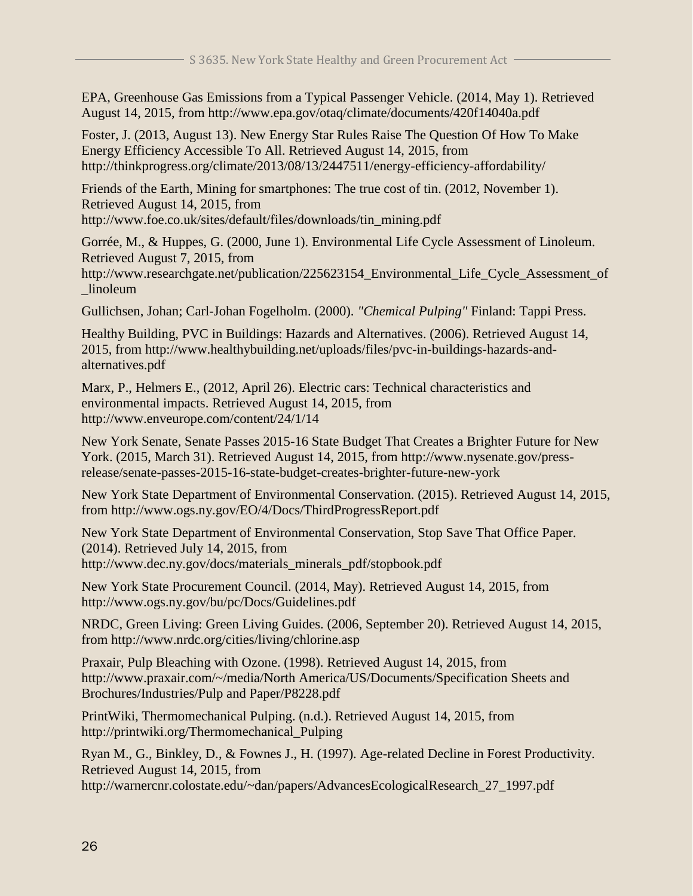EPA, Greenhouse Gas Emissions from a Typical Passenger Vehicle. (2014, May 1). Retrieved August 14, 2015, from http://www.epa.gov/otaq/climate/documents/420f14040a.pdf

Foster, J. (2013, August 13). New Energy Star Rules Raise The Question Of How To Make Energy Efficiency Accessible To All. Retrieved August 14, 2015, from http://thinkprogress.org/climate/2013/08/13/2447511/energy-efficiency-affordability/

Friends of the Earth, Mining for smartphones: The true cost of tin. (2012, November 1). Retrieved August 14, 2015, from http://www.foe.co.uk/sites/default/files/downloads/tin_mining.pdf

Gorrée, M., & Huppes, G. (2000, June 1). Environmental Life Cycle Assessment of Linoleum. Retrieved August 7, 2015, from http://www.researchgate.net/publication/225623154_Environmental_Life_Cycle_Assessment_of_linoleum

Gullichsen, Johan; Carl-Johan Fogelholm. (2000). *"Chemical Pulping"* Finland: Tappi Press.

Healthy Building, PVC in Buildings: Hazards and Alternatives. (2006). Retrieved August 14, 2015, from http://www.healthybuilding.net/uploads/files/pvc-in-buildings-hazards-and-alternatives.pdf

Marx, P., Helmers E., (2012, April 26). Electric cars: Technical characteristics and environmental impacts. Retrieved August 14, 2015, from http://www.enveurope.com/content/24/1/14

New York Senate, Senate Passes 2015-16 State Budget That Creates a Brighter Future for New York. (2015, March 31). Retrieved August 14, 2015, from http://www.nysenate.gov/press-release/senate-passes-2015-16-state-budget-creates-brighter-future-new-york

New York State Department of Environmental Conservation. (2015). Retrieved August 14, 2015, from http://www.ogs.ny.gov/EO/4/Docs/ThirdProgressReport.pdf

New York State Department of Environmental Conservation, Stop Save That Office Paper. (2014). Retrieved July 14, 2015, from http://www.dec.ny.gov/docs/materials_minerals_pdf/stopbook.pdf

New York State Procurement Council. (2014, May). Retrieved August 14, 2015, from http://www.ogs.ny.gov/bu/pc/Docs/Guidelines.pdf

NRDC, Green Living: Green Living Guides. (2006, September 20). Retrieved August 14, 2015, from http://www.nrdc.org/cities/living/chlorine.asp

Praxair, Pulp Bleaching with Ozone. (1998). Retrieved August 14, 2015, from http://www.praxair.com/~/media/North America/US/Documents/Specification Sheets and Brochures/Industries/Pulp and Paper/P8228.pdf

PrintWiki, Thermomechanical Pulping. (n.d.). Retrieved August 14, 2015, from http://printwiki.org/Thermomechanical_Pulping

Ryan M., G., Binkley, D., & Fownes J., H. (1997). Age-related Decline in Forest Productivity. Retrieved August 14, 2015, from http://warnercnr.colostate.edu/~dan/papers/AdvancesEcologicalResearch_27_1997.pdf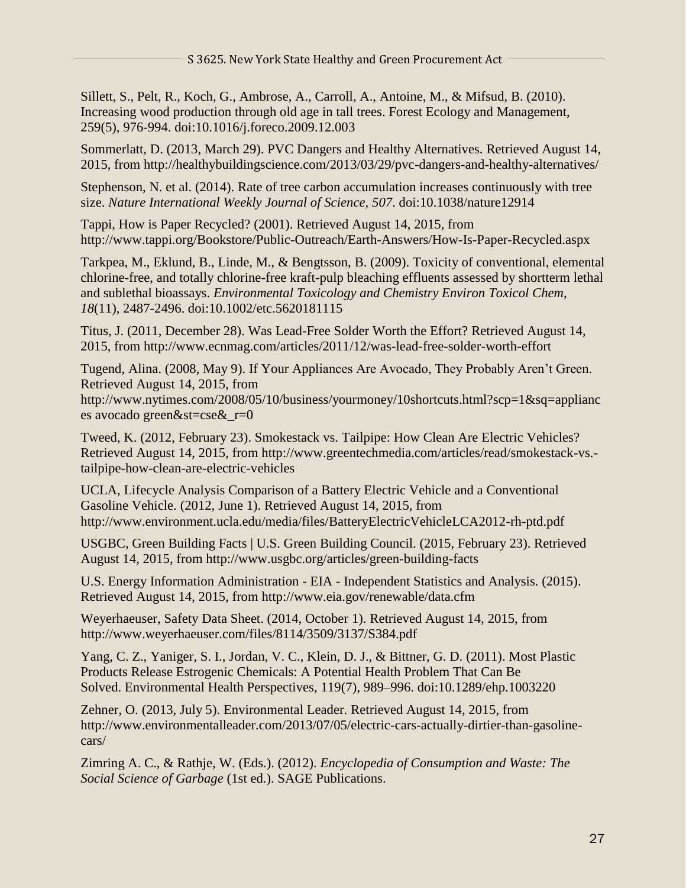Sillett, S., Pelt, R., Koch, G., Ambrose, A., Carroll, A., Antoine, M., & Mifsud, B. (2010). Increasing wood production through old age in tall trees. Forest Ecology and Management, 259(5), 976-994. doi:10.1016/j.foreco.2009.12.003

Sommerlatt, D. (2013, March 29). PVC Dangers and Healthy Alternatives. Retrieved August 14, 2015, from http://healthybuildingscience.com/2013/03/29/pvc-dangers-and-healthy-alternatives/

Stephenson, N. et al. (2014). Rate of tree carbon accumulation increases continuously with tree size. *Nature International Weekly Journal of Science, 507*. doi:10.1038/nature12914

Tappi, How is Paper Recycled? (2001). Retrieved August 14, 2015, from http://www.tappi.org/Bookstore/Public-Outreach/Earth-Answers/How-Is-Paper-Recycled.aspx

Tarkpea, M., Eklund, B., Linde, M., & Bengtsson, B. (2009). Toxicity of conventional, elemental chlorine-free, and totally chlorine-free kraft-pulp bleaching effluents assessed by shortterm lethal and sublethal bioassays. *Environmental Toxicology and Chemistry Environ Toxicol Chem, 18*(11), 2487-2496. doi:10.1002/etc.5620181115

Titus, J. (2011, December 28). Was Lead-Free Solder Worth the Effort? Retrieved August 14, 2015, from http://www.ecnmag.com/articles/2011/12/was-lead-free-solder-worth-effort

Tugend, Alina. (2008, May 9). If Your Appliances Are Avocado, They Probably Aren't Green. Retrieved August 14, 2015, from http://www.nytimes.com/2008/05/10/business/yourmoney/10shortcuts.html?scp=1&sq=appliances avocado green&st=cse&_r=0

Tweed, K. (2012, February 23). Smokestack vs. Tailpipe: How Clean Are Electric Vehicles? Retrieved August 14, 2015, from http://www.greentechmedia.com/articles/read/smokestack-vs.-tailpipe-how-clean-are-electric-vehicles

UCLA, Lifecycle Analysis Comparison of a Battery Electric Vehicle and a Conventional Gasoline Vehicle. (2012, June 1). Retrieved August 14, 2015, from http://www.environment.ucla.edu/media/files/BatteryElectricVehicleLCA2012-rh-ptd.pdf

USGBC, Green Building Facts | U.S. Green Building Council. (2015, February 23). Retrieved August 14, 2015, from http://www.usgbc.org/articles/green-building-facts

U.S. Energy Information Administration - EIA - Independent Statistics and Analysis. (2015). Retrieved August 14, 2015, from http://www.eia.gov/renewable/data.cfm

Weyerhaeuser, Safety Data Sheet. (2014, October 1). Retrieved August 14, 2015, from http://www.weyerhaeuser.com/files/8114/3509/3137/S384.pdf

Yang, C. Z., Yaniger, S. I., Jordan, V. C., Klein, D. J., & Bittner, G. D. (2011). Most Plastic Products Release Estrogenic Chemicals: A Potential Health Problem That Can Be Solved. Environmental Health Perspectives, 119(7), 989–996. doi:10.1289/ehp.1003220

Zehner, O. (2013, July 5). Environmental Leader. Retrieved August 14, 2015, from http://www.environmentalleader.com/2013/07/05/electric-cars-actually-dirtier-than-gasoline-cars/

Zimring A. C., & Rathje, W. (Eds.). (2012). *Encyclopedia of Consumption and Waste: The Social Science of Garbage* (1st ed.). SAGE Publications.